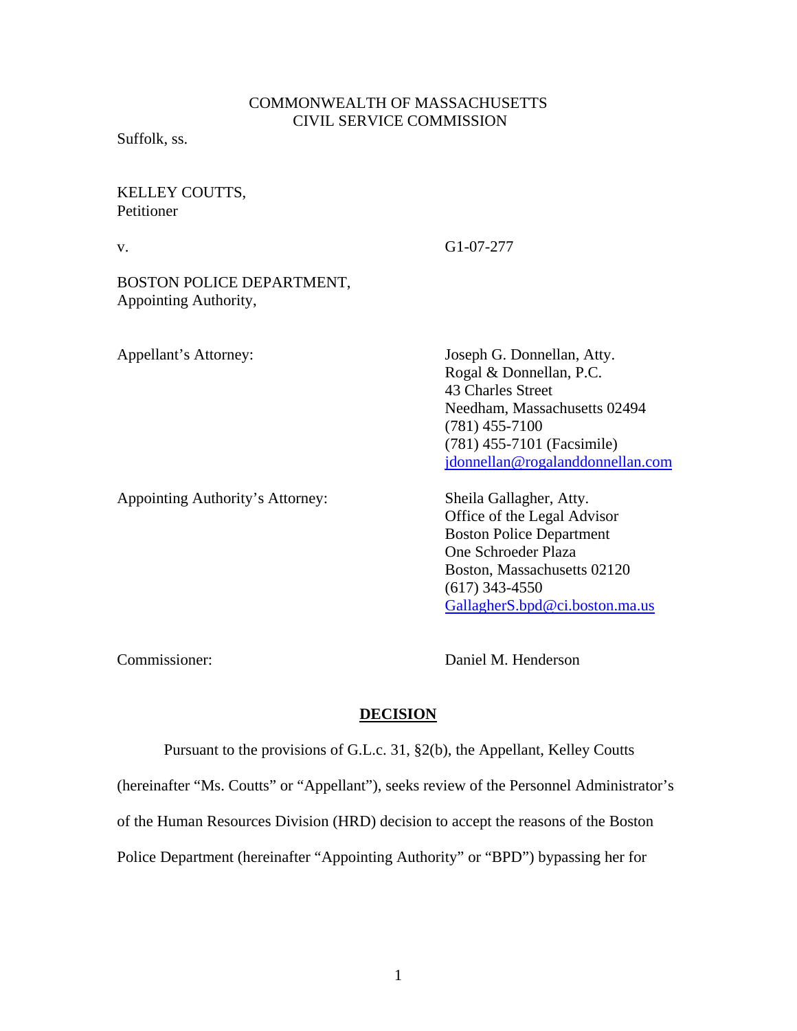COMMONWEALTH OF MASSACHUSETTS
CIVIL SERVICE COMMISSION

Suffolk, ss.

KELLEY COUTTS,
Petitioner

v. G1-07-277

BOSTON POLICE DEPARTMENT,
Appointing Authority,

Appellant's Attorney:

Joseph G. Donnellan, Atty.
Rogal & Donnellan, P.C.
43 Charles Street
Needham, Massachusetts 02494
(781) 455-7100
(781) 455-7101 (Facsimile)
jdonnellan@rogalanddonnellan.com

Appointing Authority's Attorney:

Sheila Gallagher, Atty.
Office of the Legal Advisor
Boston Police Department
One Schroeder Plaza
Boston, Massachusetts 02120
(617) 343-4550
GallagherS.bpd@ci.boston.ma.us

Commissioner: Daniel M. Henderson

## DECISION

Pursuant to the provisions of G.L.c. 31, §2(b), the Appellant, Kelley Coutts (hereinafter "Ms. Coutts" or "Appellant"), seeks review of the Personnel Administrator's of the Human Resources Division (HRD) decision to accept the reasons of the Boston Police Department (hereinafter "Appointing Authority" or "BPD") bypassing her for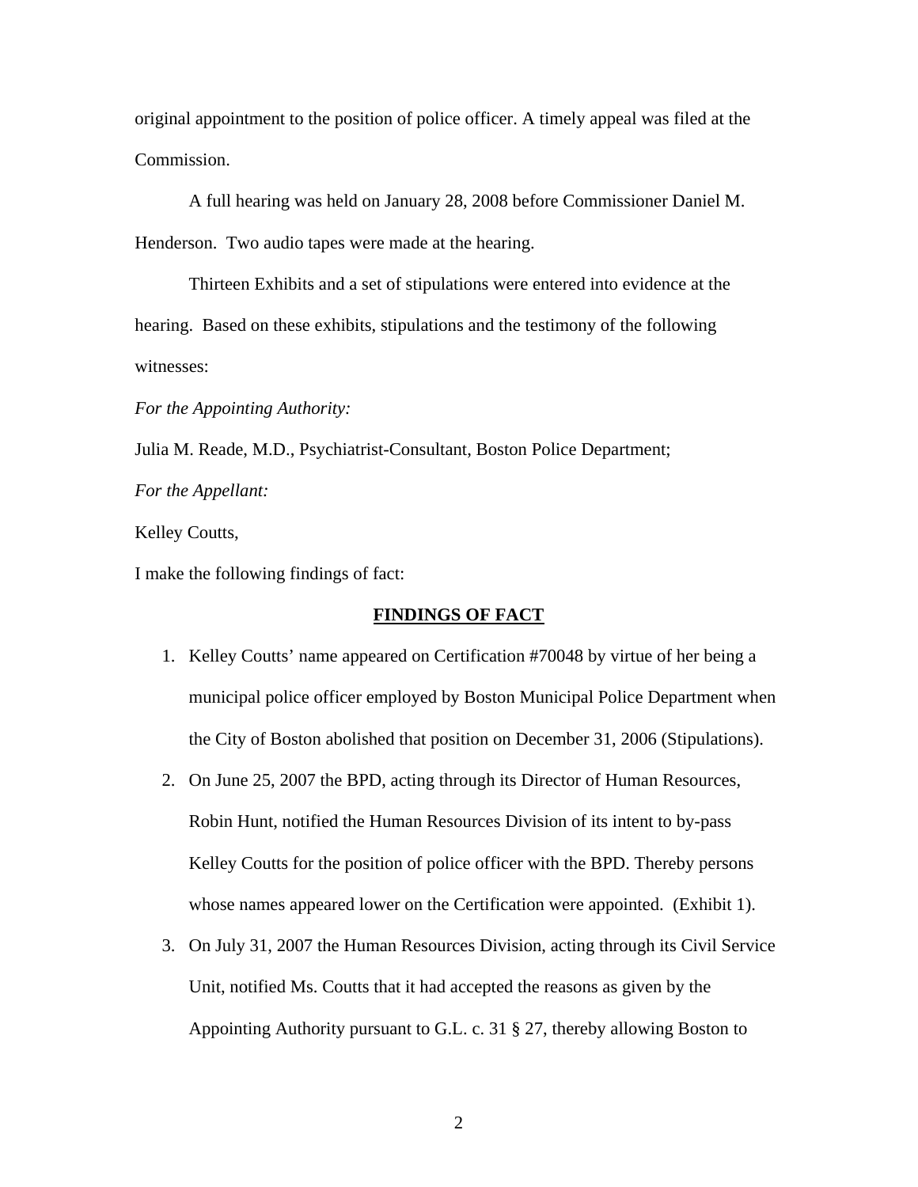original appointment to the position of police officer. A timely appeal was filed at the Commission.

A full hearing was held on January 28, 2008 before Commissioner Daniel M. Henderson. Two audio tapes were made at the hearing.

Thirteen Exhibits and a set of stipulations were entered into evidence at the hearing. Based on these exhibits, stipulations and the testimony of the following witnesses:

*For the Appointing Authority:*

Julia M. Reade, M.D., Psychiatrist-Consultant, Boston Police Department;

*For the Appellant:*

Kelley Coutts,

I make the following findings of fact:

## **FINDINGS OF FACT**

1. Kelley Coutts' name appeared on Certification #70048 by virtue of her being a municipal police officer employed by Boston Municipal Police Department when the City of Boston abolished that position on December 31, 2006 (Stipulations).
2. On June 25, 2007 the BPD, acting through its Director of Human Resources, Robin Hunt, notified the Human Resources Division of its intent to by-pass Kelley Coutts for the position of police officer with the BPD. Thereby persons whose names appeared lower on the Certification were appointed. (Exhibit 1).
3. On July 31, 2007 the Human Resources Division, acting through its Civil Service Unit, notified Ms. Coutts that it had accepted the reasons as given by the Appointing Authority pursuant to G.L. c. 31 § 27, thereby allowing Boston to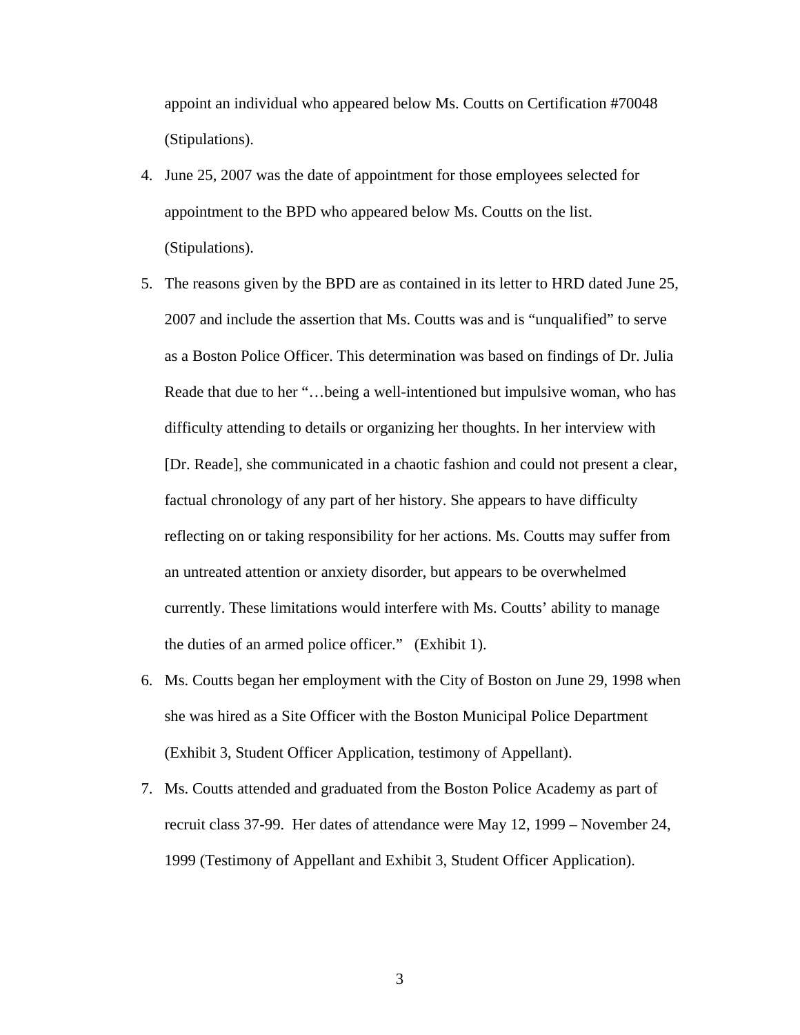appoint an individual who appeared below Ms. Coutts on Certification #70048 (Stipulations).

4. June 25, 2007 was the date of appointment for those employees selected for appointment to the BPD who appeared below Ms. Coutts on the list. (Stipulations).

5. The reasons given by the BPD are as contained in its letter to HRD dated June 25, 2007 and include the assertion that Ms. Coutts was and is "unqualified" to serve as a Boston Police Officer. This determination was based on findings of Dr. Julia Reade that due to her "…being a well-intentioned but impulsive woman, who has difficulty attending to details or organizing her thoughts. In her interview with [Dr. Reade], she communicated in a chaotic fashion and could not present a clear, factual chronology of any part of her history. She appears to have difficulty reflecting on or taking responsibility for her actions. Ms. Coutts may suffer from an untreated attention or anxiety disorder, but appears to be overwhelmed currently. These limitations would interfere with Ms. Coutts' ability to manage the duties of an armed police officer." (Exhibit 1).

6. Ms. Coutts began her employment with the City of Boston on June 29, 1998 when she was hired as a Site Officer with the Boston Municipal Police Department (Exhibit 3, Student Officer Application, testimony of Appellant).

7. Ms. Coutts attended and graduated from the Boston Police Academy as part of recruit class 37-99. Her dates of attendance were May 12, 1999 – November 24, 1999 (Testimony of Appellant and Exhibit 3, Student Officer Application).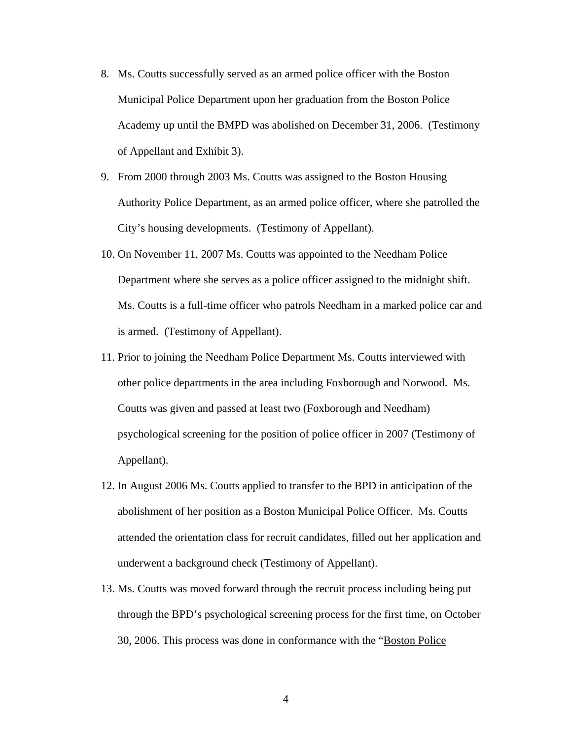8. Ms. Coutts successfully served as an armed police officer with the Boston Municipal Police Department upon her graduation from the Boston Police Academy up until the BMPD was abolished on December 31, 2006. (Testimony of Appellant and Exhibit 3).

9. From 2000 through 2003 Ms. Coutts was assigned to the Boston Housing Authority Police Department, as an armed police officer, where she patrolled the City's housing developments. (Testimony of Appellant).

10. On November 11, 2007 Ms. Coutts was appointed to the Needham Police Department where she serves as a police officer assigned to the midnight shift. Ms. Coutts is a full-time officer who patrols Needham in a marked police car and is armed. (Testimony of Appellant).

11. Prior to joining the Needham Police Department Ms. Coutts interviewed with other police departments in the area including Foxborough and Norwood. Ms. Coutts was given and passed at least two (Foxborough and Needham) psychological screening for the position of police officer in 2007 (Testimony of Appellant).

12. In August 2006 Ms. Coutts applied to transfer to the BPD in anticipation of the abolishment of her position as a Boston Municipal Police Officer. Ms. Coutts attended the orientation class for recruit candidates, filled out her application and underwent a background check (Testimony of Appellant).

13. Ms. Coutts was moved forward through the recruit process including being put through the BPD's psychological screening process for the first time, on October 30, 2006. This process was done in conformance with the "Boston Police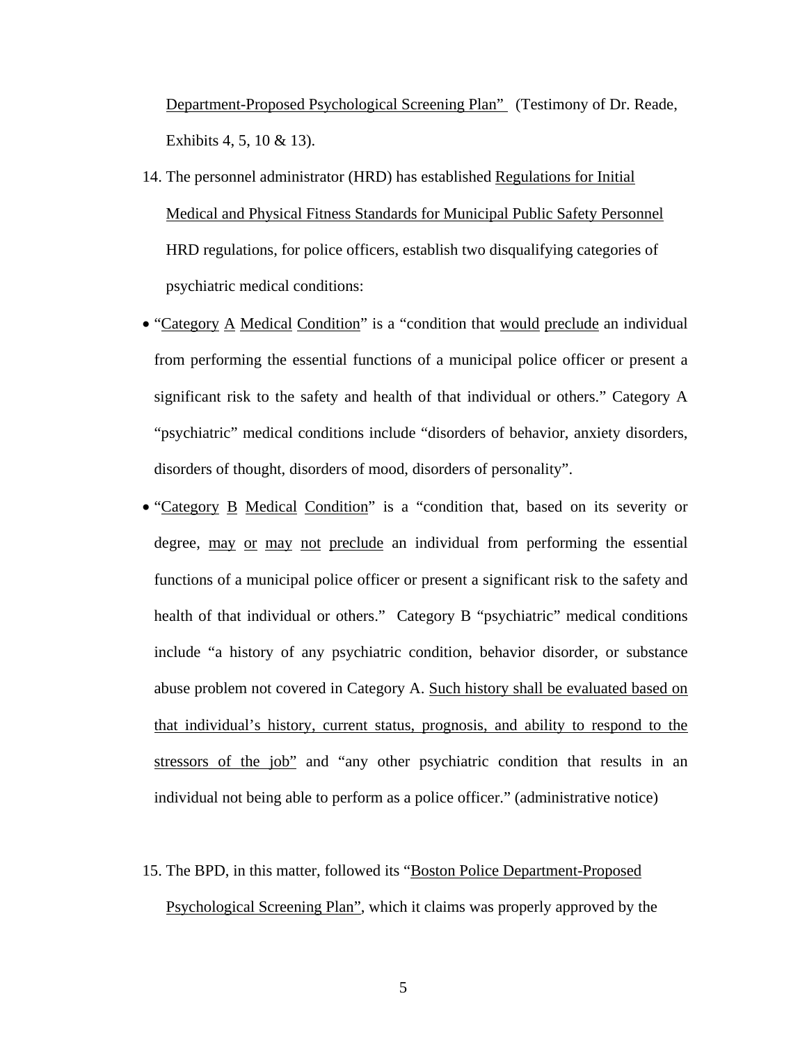Department-Proposed Psychological Screening Plan" (Testimony of Dr. Reade, Exhibits 4, 5, 10 & 13).

14. The personnel administrator (HRD) has established Regulations for Initial Medical and Physical Fitness Standards for Municipal Public Safety Personnel HRD regulations, for police officers, establish two disqualifying categories of psychiatric medical conditions:

- "Category A Medical Condition" is a "condition that would preclude an individual from performing the essential functions of a municipal police officer or present a significant risk to the safety and health of that individual or others." Category A "psychiatric" medical conditions include "disorders of behavior, anxiety disorders, disorders of thought, disorders of mood, disorders of personality".
- "Category B Medical Condition" is a "condition that, based on its severity or degree, may or may not preclude an individual from performing the essential functions of a municipal police officer or present a significant risk to the safety and health of that individual or others." Category B "psychiatric" medical conditions include "a history of any psychiatric condition, behavior disorder, or substance abuse problem not covered in Category A. Such history shall be evaluated based on that individual's history, current status, prognosis, and ability to respond to the stressors of the job" and "any other psychiatric condition that results in an individual not being able to perform as a police officer." (administrative notice)

15. The BPD, in this matter, followed its "Boston Police Department-Proposed Psychological Screening Plan", which it claims was properly approved by the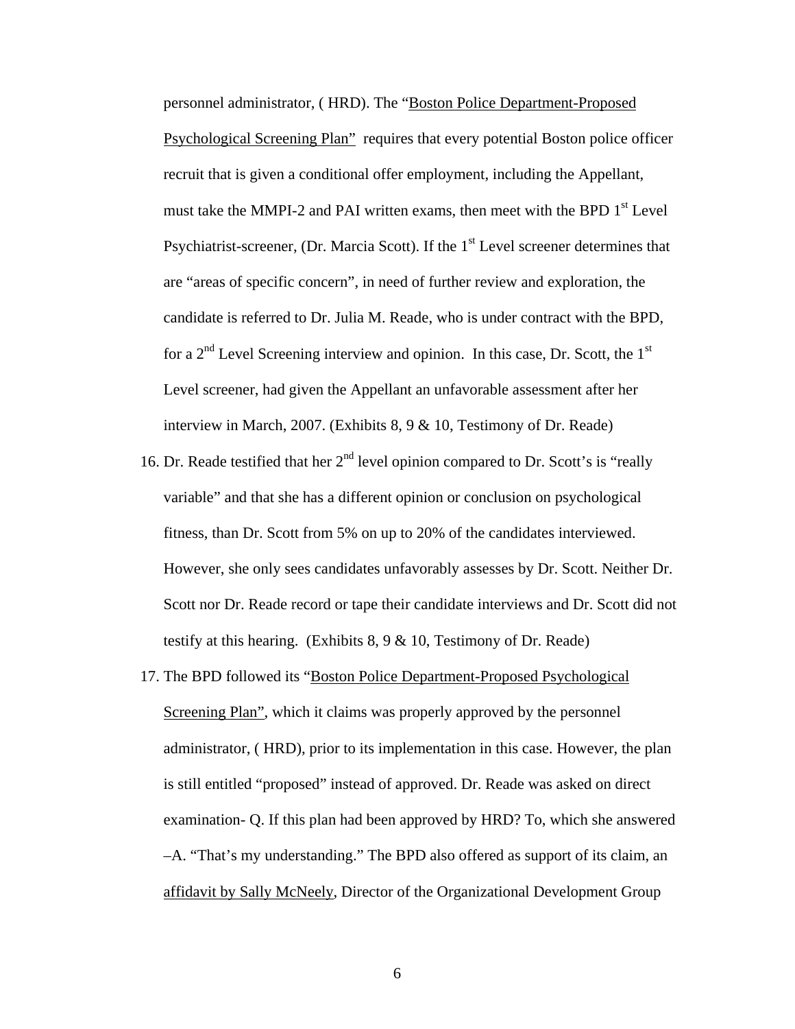personnel administrator, ( HRD). The "Boston Police Department-Proposed Psychological Screening Plan" requires that every potential Boston police officer recruit that is given a conditional offer employment, including the Appellant, must take the MMPI-2 and PAI written exams, then meet with the BPD 1st Level Psychiatrist-screener, (Dr. Marcia Scott). If the 1st Level screener determines that are "areas of specific concern", in need of further review and exploration, the candidate is referred to Dr. Julia M. Reade, who is under contract with the BPD, for a 2nd Level Screening interview and opinion. In this case, Dr. Scott, the 1st Level screener, had given the Appellant an unfavorable assessment after her interview in March, 2007. (Exhibits 8, 9 & 10, Testimony of Dr. Reade)

16. Dr. Reade testified that her 2nd level opinion compared to Dr. Scott's is "really variable" and that she has a different opinion or conclusion on psychological fitness, than Dr. Scott from 5% on up to 20% of the candidates interviewed. However, she only sees candidates unfavorably assesses by Dr. Scott. Neither Dr. Scott nor Dr. Reade record or tape their candidate interviews and Dr. Scott did not testify at this hearing. (Exhibits 8, 9 & 10, Testimony of Dr. Reade)

17. The BPD followed its "Boston Police Department-Proposed Psychological Screening Plan", which it claims was properly approved by the personnel administrator, ( HRD), prior to its implementation in this case. However, the plan is still entitled "proposed" instead of approved. Dr. Reade was asked on direct examination- Q. If this plan had been approved by HRD? To, which she answered –A. "That's my understanding." The BPD also offered as support of its claim, an affidavit by Sally McNeely, Director of the Organizational Development Group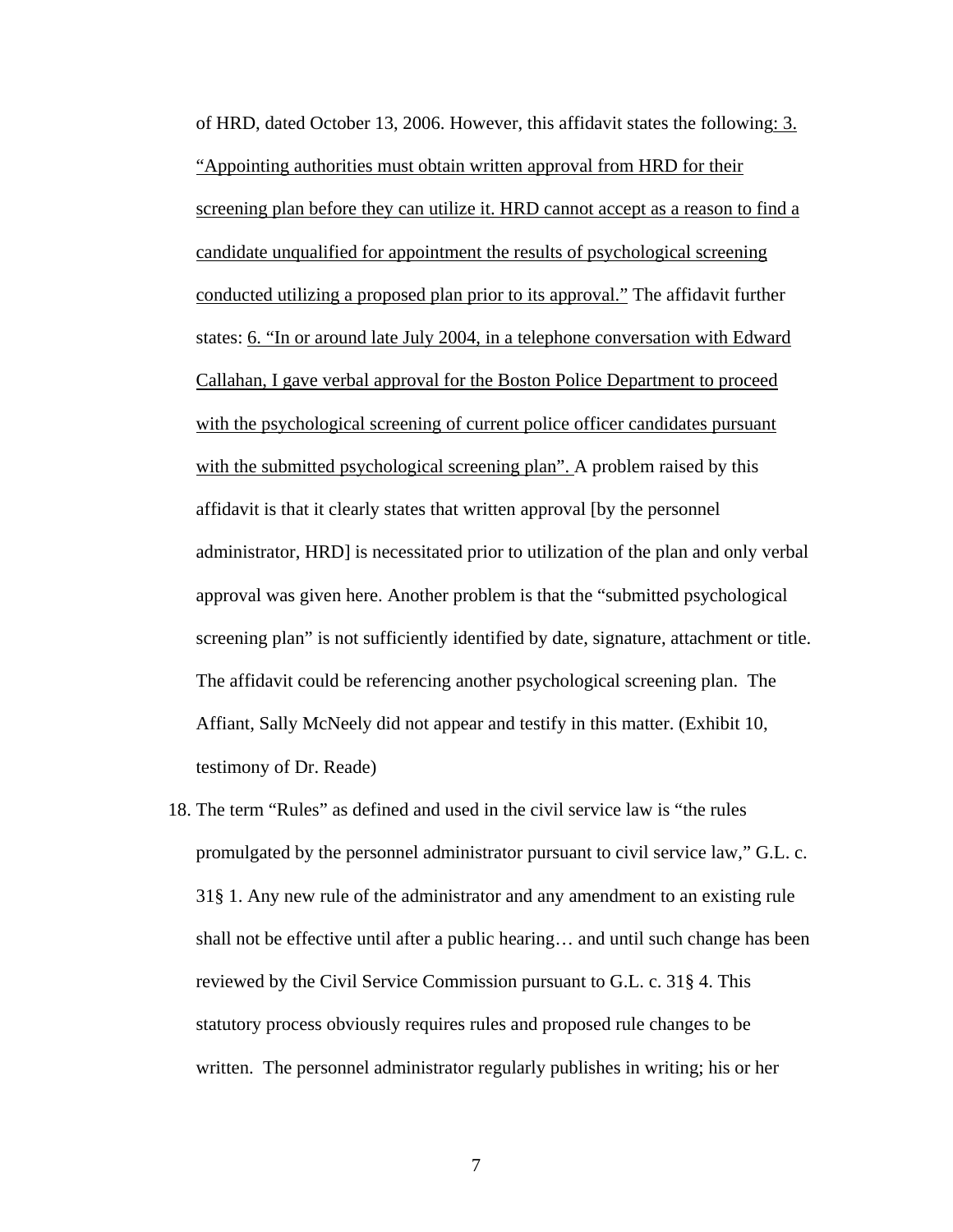of HRD, dated October 13, 2006. However, this affidavit states the following: 3. "Appointing authorities must obtain written approval from HRD for their screening plan before they can utilize it. HRD cannot accept as a reason to find a candidate unqualified for appointment the results of psychological screening conducted utilizing a proposed plan prior to its approval." The affidavit further states: 6. "In or around late July 2004, in a telephone conversation with Edward Callahan, I gave verbal approval for the Boston Police Department to proceed with the psychological screening of current police officer candidates pursuant with the submitted psychological screening plan". A problem raised by this affidavit is that it clearly states that written approval [by the personnel administrator, HRD] is necessitated prior to utilization of the plan and only verbal approval was given here. Another problem is that the "submitted psychological screening plan" is not sufficiently identified by date, signature, attachment or title. The affidavit could be referencing another psychological screening plan. The Affiant, Sally McNeely did not appear and testify in this matter. (Exhibit 10, testimony of Dr. Reade)

18. The term "Rules" as defined and used in the civil service law is "the rules promulgated by the personnel administrator pursuant to civil service law," G.L. c. 31§ 1. Any new rule of the administrator and any amendment to an existing rule shall not be effective until after a public hearing… and until such change has been reviewed by the Civil Service Commission pursuant to G.L. c. 31§ 4. This statutory process obviously requires rules and proposed rule changes to be written. The personnel administrator regularly publishes in writing; his or her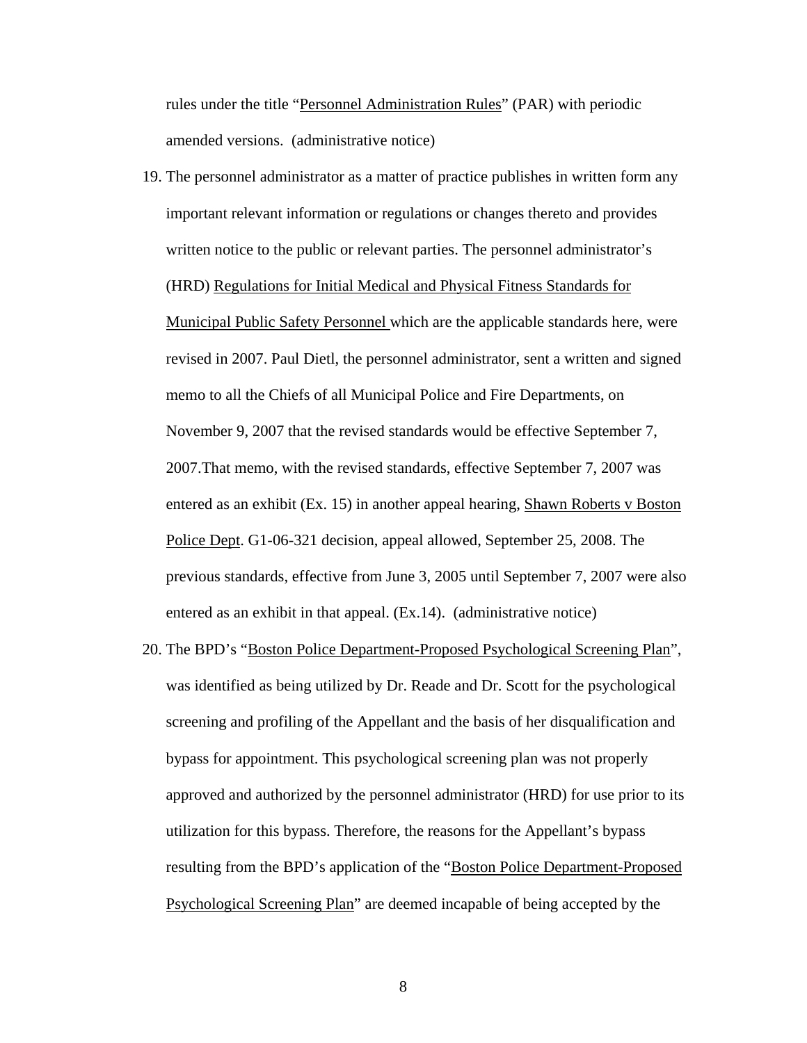rules under the title "Personnel Administration Rules" (PAR) with periodic amended versions. (administrative notice)

19. The personnel administrator as a matter of practice publishes in written form any important relevant information or regulations or changes thereto and provides written notice to the public or relevant parties. The personnel administrator's (HRD) Regulations for Initial Medical and Physical Fitness Standards for Municipal Public Safety Personnel which are the applicable standards here, were revised in 2007. Paul Dietl, the personnel administrator, sent a written and signed memo to all the Chiefs of all Municipal Police and Fire Departments, on November 9, 2007 that the revised standards would be effective September 7, 2007.That memo, with the revised standards, effective September 7, 2007 was entered as an exhibit (Ex. 15) in another appeal hearing, Shawn Roberts v Boston Police Dept. G1-06-321 decision, appeal allowed, September 25, 2008. The previous standards, effective from June 3, 2005 until September 7, 2007 were also entered as an exhibit in that appeal. (Ex.14). (administrative notice)

20. The BPD's "Boston Police Department-Proposed Psychological Screening Plan", was identified as being utilized by Dr. Reade and Dr. Scott for the psychological screening and profiling of the Appellant and the basis of her disqualification and bypass for appointment. This psychological screening plan was not properly approved and authorized by the personnel administrator (HRD) for use prior to its utilization for this bypass. Therefore, the reasons for the Appellant's bypass resulting from the BPD's application of the "Boston Police Department-Proposed Psychological Screening Plan" are deemed incapable of being accepted by the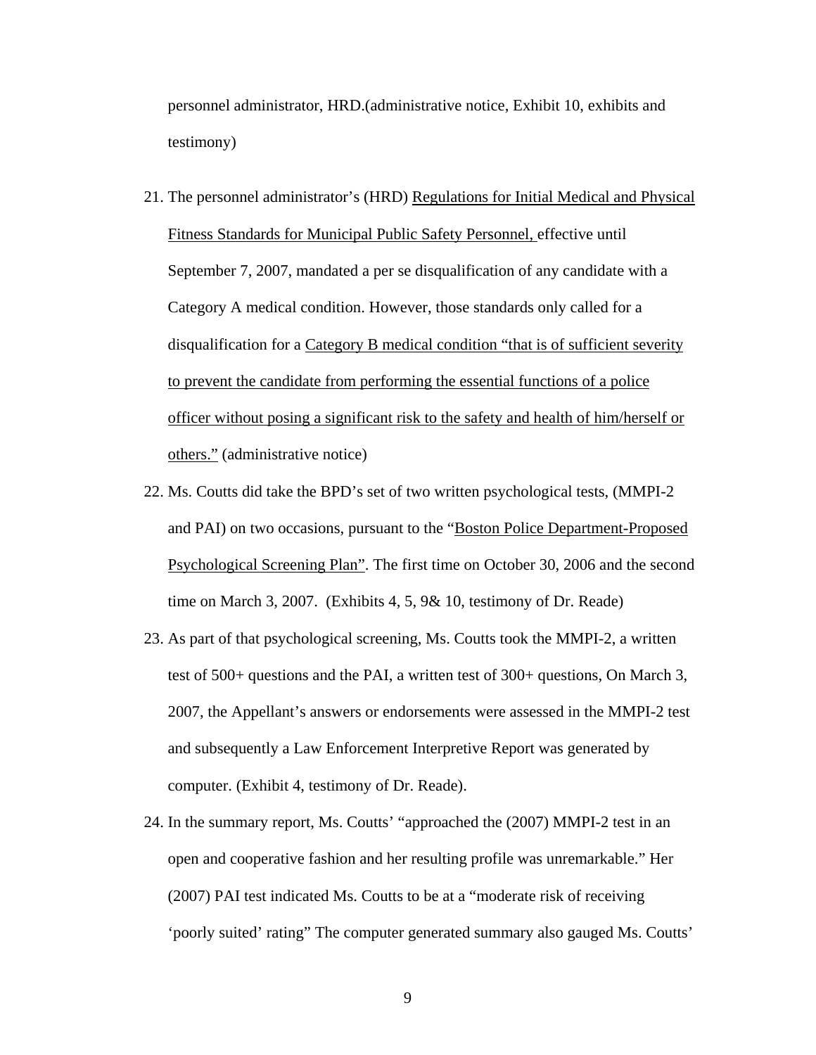personnel administrator, HRD.(administrative notice, Exhibit 10, exhibits and testimony)

21. The personnel administrator's (HRD) Regulations for Initial Medical and Physical Fitness Standards for Municipal Public Safety Personnel, effective until September 7, 2007, mandated a per se disqualification of any candidate with a Category A medical condition. However, those standards only called for a disqualification for a Category B medical condition "that is of sufficient severity to prevent the candidate from performing the essential functions of a police officer without posing a significant risk to the safety and health of him/herself or others." (administrative notice)
22. Ms. Coutts did take the BPD's set of two written psychological tests, (MMPI-2 and PAI) on two occasions, pursuant to the "Boston Police Department-Proposed Psychological Screening Plan". The first time on October 30, 2006 and the second time on March 3, 2007. (Exhibits 4, 5, 9& 10, testimony of Dr. Reade)
23. As part of that psychological screening, Ms. Coutts took the MMPI-2, a written test of 500+ questions and the PAI, a written test of 300+ questions, On March 3, 2007, the Appellant's answers or endorsements were assessed in the MMPI-2 test and subsequently a Law Enforcement Interpretive Report was generated by computer. (Exhibit 4, testimony of Dr. Reade).
24. In the summary report, Ms. Coutts' "approached the (2007) MMPI-2 test in an open and cooperative fashion and her resulting profile was unremarkable." Her (2007) PAI test indicated Ms. Coutts to be at a "moderate risk of receiving 'poorly suited' rating" The computer generated summary also gauged Ms. Coutts'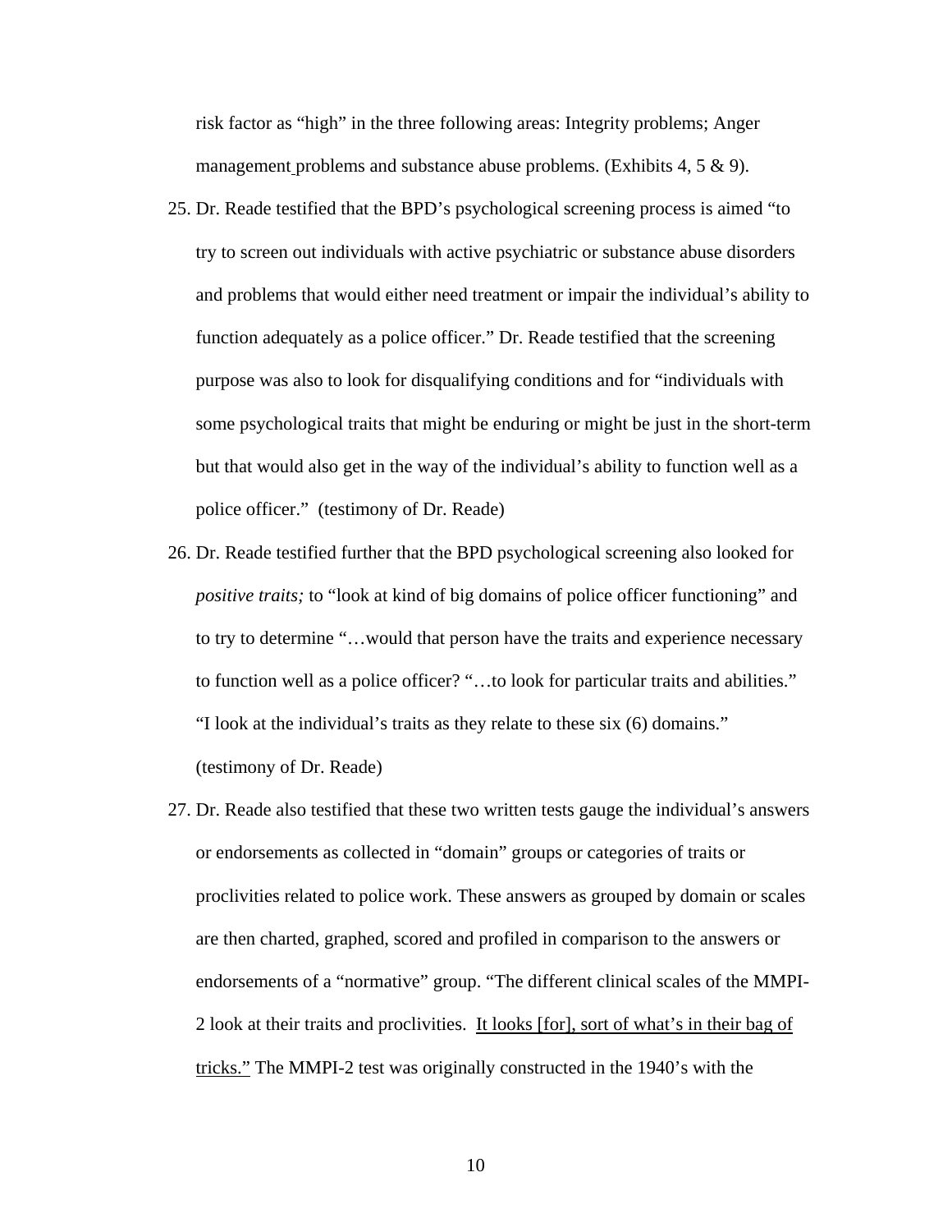risk factor as "high" in the three following areas: Integrity problems; Anger management problems and substance abuse problems. (Exhibits 4, 5 & 9).

25. Dr. Reade testified that the BPD's psychological screening process is aimed "to try to screen out individuals with active psychiatric or substance abuse disorders and problems that would either need treatment or impair the individual's ability to function adequately as a police officer." Dr. Reade testified that the screening purpose was also to look for disqualifying conditions and for "individuals with some psychological traits that might be enduring or might be just in the short-term but that would also get in the way of the individual's ability to function well as a police officer." (testimony of Dr. Reade)

26. Dr. Reade testified further that the BPD psychological screening also looked for *positive traits;* to "look at kind of big domains of police officer functioning" and to try to determine "…would that person have the traits and experience necessary to function well as a police officer? "…to look for particular traits and abilities." "I look at the individual's traits as they relate to these six (6) domains." (testimony of Dr. Reade)

27. Dr. Reade also testified that these two written tests gauge the individual's answers or endorsements as collected in "domain" groups or categories of traits or proclivities related to police work. These answers as grouped by domain or scales are then charted, graphed, scored and profiled in comparison to the answers or endorsements of a "normative" group. "The different clinical scales of the MMPI-2 look at their traits and proclivities. <u>It looks [for], sort of what's in their bag of tricks."</u> The MMPI-2 test was originally constructed in the 1940's with the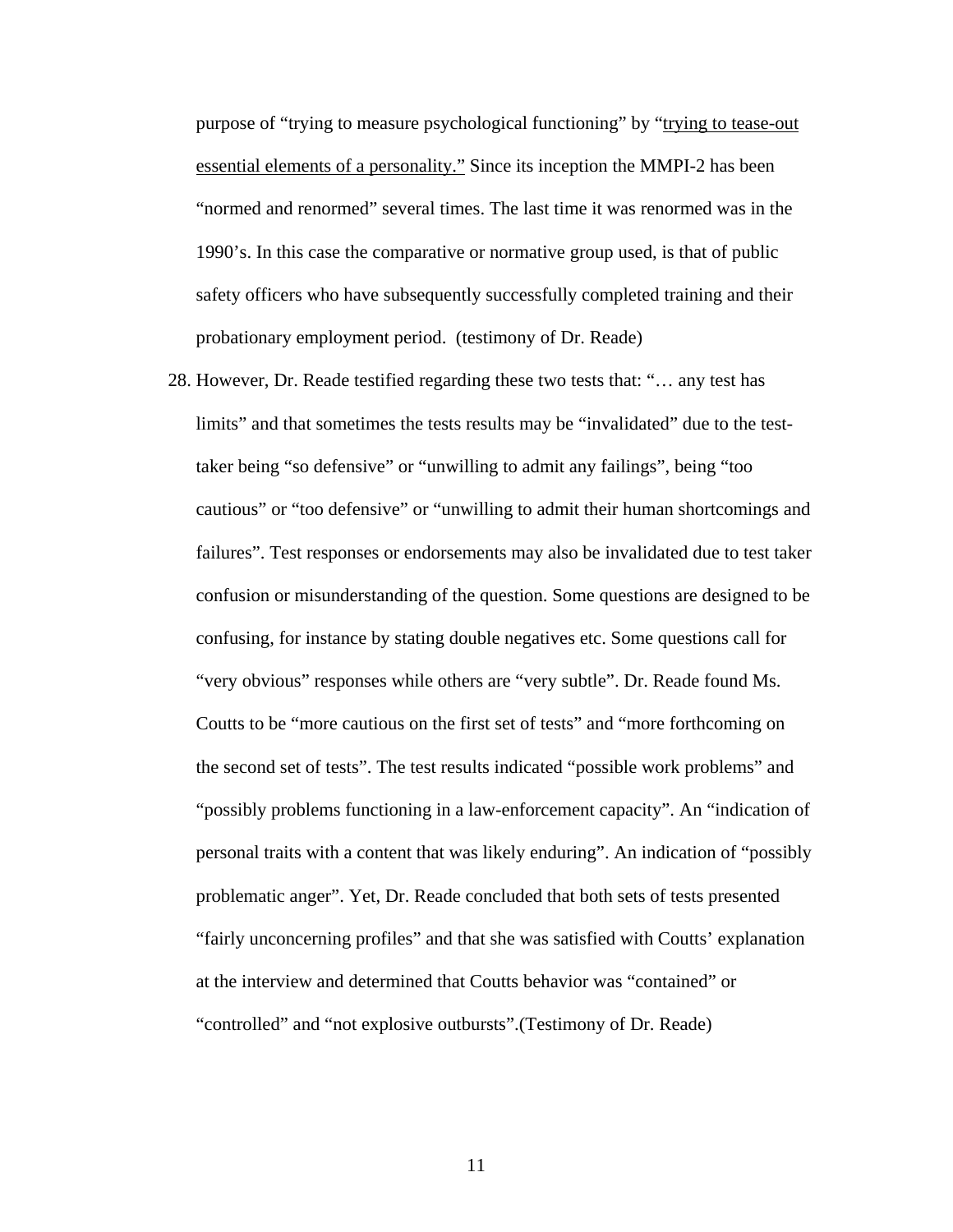purpose of "trying to measure psychological functioning" by "<u>trying to tease-out essential elements of a personality."</u> Since its inception the MMPI-2 has been "normed and renormed" several times. The last time it was renormed was in the 1990's. In this case the comparative or normative group used, is that of public safety officers who have subsequently successfully completed training and their probationary employment period. (testimony of Dr. Reade)

28. However, Dr. Reade testified regarding these two tests that: "… any test has limits" and that sometimes the tests results may be "invalidated" due to the test-taker being "so defensive" or "unwilling to admit any failings", being "too cautious" or "too defensive" or "unwilling to admit their human shortcomings and failures". Test responses or endorsements may also be invalidated due to test taker confusion or misunderstanding of the question. Some questions are designed to be confusing, for instance by stating double negatives etc. Some questions call for "very obvious" responses while others are "very subtle". Dr. Reade found Ms. Coutts to be "more cautious on the first set of tests" and "more forthcoming on the second set of tests". The test results indicated "possible work problems" and "possibly problems functioning in a law-enforcement capacity". An "indication of personal traits with a content that was likely enduring". An indication of "possibly problematic anger". Yet, Dr. Reade concluded that both sets of tests presented "fairly unconcerning profiles" and that she was satisfied with Coutts' explanation at the interview and determined that Coutts behavior was "contained" or "controlled" and "not explosive outbursts".(Testimony of Dr. Reade)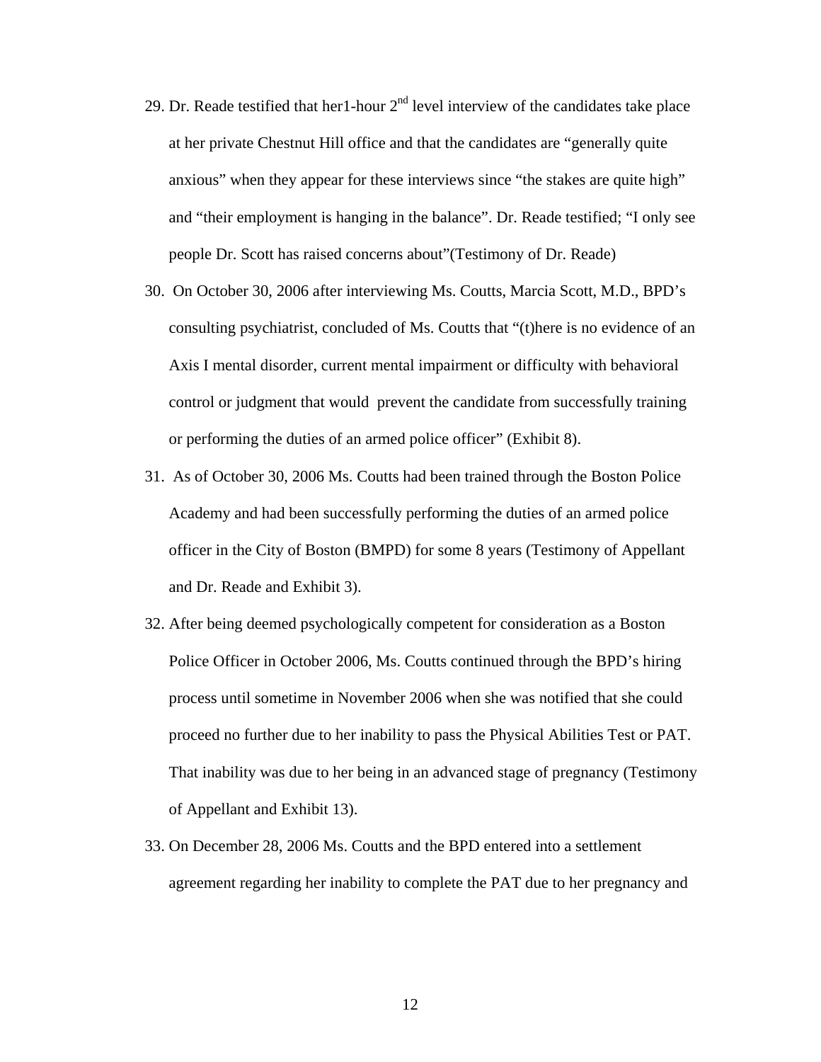29. Dr. Reade testified that her1-hour 2nd level interview of the candidates take place at her private Chestnut Hill office and that the candidates are "generally quite anxious" when they appear for these interviews since "the stakes are quite high" and "their employment is hanging in the balance". Dr. Reade testified; "I only see people Dr. Scott has raised concerns about"(Testimony of Dr. Reade)

30. On October 30, 2006 after interviewing Ms. Coutts, Marcia Scott, M.D., BPD's consulting psychiatrist, concluded of Ms. Coutts that "(t)here is no evidence of an Axis I mental disorder, current mental impairment or difficulty with behavioral control or judgment that would prevent the candidate from successfully training or performing the duties of an armed police officer" (Exhibit 8).

31. As of October 30, 2006 Ms. Coutts had been trained through the Boston Police Academy and had been successfully performing the duties of an armed police officer in the City of Boston (BMPD) for some 8 years (Testimony of Appellant and Dr. Reade and Exhibit 3).

32. After being deemed psychologically competent for consideration as a Boston Police Officer in October 2006, Ms. Coutts continued through the BPD's hiring process until sometime in November 2006 when she was notified that she could proceed no further due to her inability to pass the Physical Abilities Test or PAT. That inability was due to her being in an advanced stage of pregnancy (Testimony of Appellant and Exhibit 13).

33. On December 28, 2006 Ms. Coutts and the BPD entered into a settlement agreement regarding her inability to complete the PAT due to her pregnancy and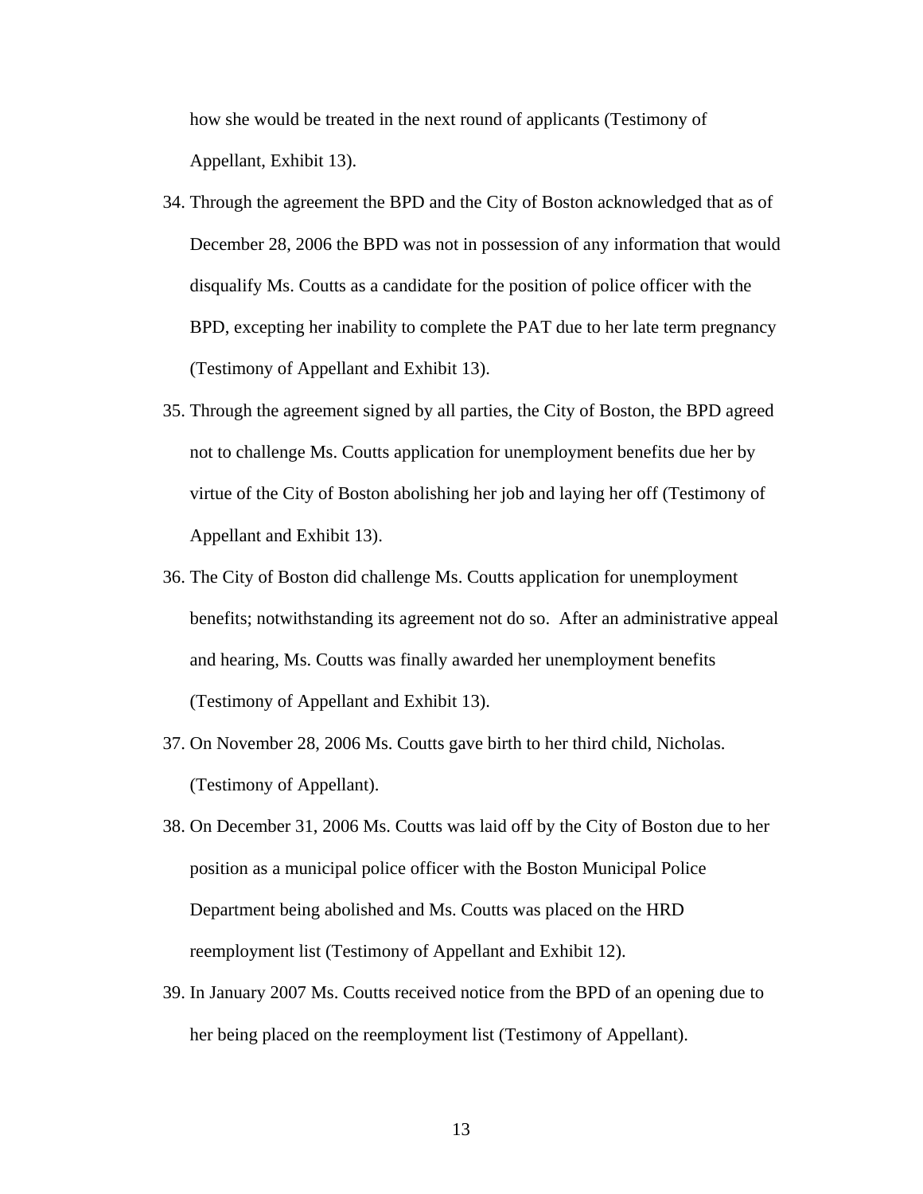how she would be treated in the next round of applicants (Testimony of Appellant, Exhibit 13).

34. Through the agreement the BPD and the City of Boston acknowledged that as of December 28, 2006 the BPD was not in possession of any information that would disqualify Ms. Coutts as a candidate for the position of police officer with the BPD, excepting her inability to complete the PAT due to her late term pregnancy (Testimony of Appellant and Exhibit 13).

35. Through the agreement signed by all parties, the City of Boston, the BPD agreed not to challenge Ms. Coutts application for unemployment benefits due her by virtue of the City of Boston abolishing her job and laying her off (Testimony of Appellant and Exhibit 13).

36. The City of Boston did challenge Ms. Coutts application for unemployment benefits; notwithstanding its agreement not do so. After an administrative appeal and hearing, Ms. Coutts was finally awarded her unemployment benefits (Testimony of Appellant and Exhibit 13).

37. On November 28, 2006 Ms. Coutts gave birth to her third child, Nicholas. (Testimony of Appellant).

38. On December 31, 2006 Ms. Coutts was laid off by the City of Boston due to her position as a municipal police officer with the Boston Municipal Police Department being abolished and Ms. Coutts was placed on the HRD reemployment list (Testimony of Appellant and Exhibit 12).

39. In January 2007 Ms. Coutts received notice from the BPD of an opening due to her being placed on the reemployment list (Testimony of Appellant).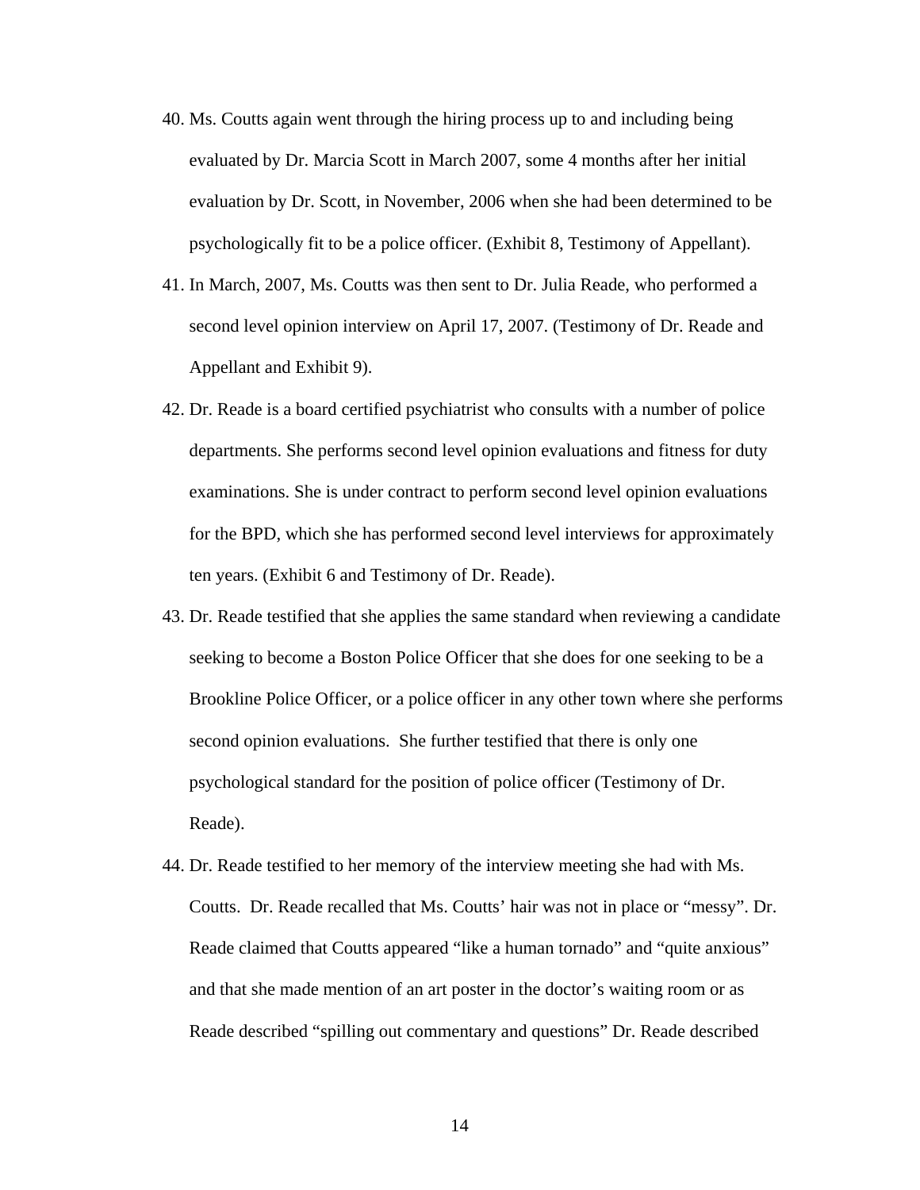40. Ms. Coutts again went through the hiring process up to and including being evaluated by Dr. Marcia Scott in March 2007, some 4 months after her initial evaluation by Dr. Scott, in November, 2006 when she had been determined to be psychologically fit to be a police officer. (Exhibit 8, Testimony of Appellant).

41. In March, 2007, Ms. Coutts was then sent to Dr. Julia Reade, who performed a second level opinion interview on April 17, 2007. (Testimony of Dr. Reade and Appellant and Exhibit 9).

42. Dr. Reade is a board certified psychiatrist who consults with a number of police departments. She performs second level opinion evaluations and fitness for duty examinations. She is under contract to perform second level opinion evaluations for the BPD, which she has performed second level interviews for approximately ten years. (Exhibit 6 and Testimony of Dr. Reade).

43. Dr. Reade testified that she applies the same standard when reviewing a candidate seeking to become a Boston Police Officer that she does for one seeking to be a Brookline Police Officer, or a police officer in any other town where she performs second opinion evaluations. She further testified that there is only one psychological standard for the position of police officer (Testimony of Dr. Reade).

44. Dr. Reade testified to her memory of the interview meeting she had with Ms. Coutts. Dr. Reade recalled that Ms. Coutts' hair was not in place or "messy". Dr. Reade claimed that Coutts appeared "like a human tornado" and "quite anxious" and that she made mention of an art poster in the doctor's waiting room or as Reade described "spilling out commentary and questions" Dr. Reade described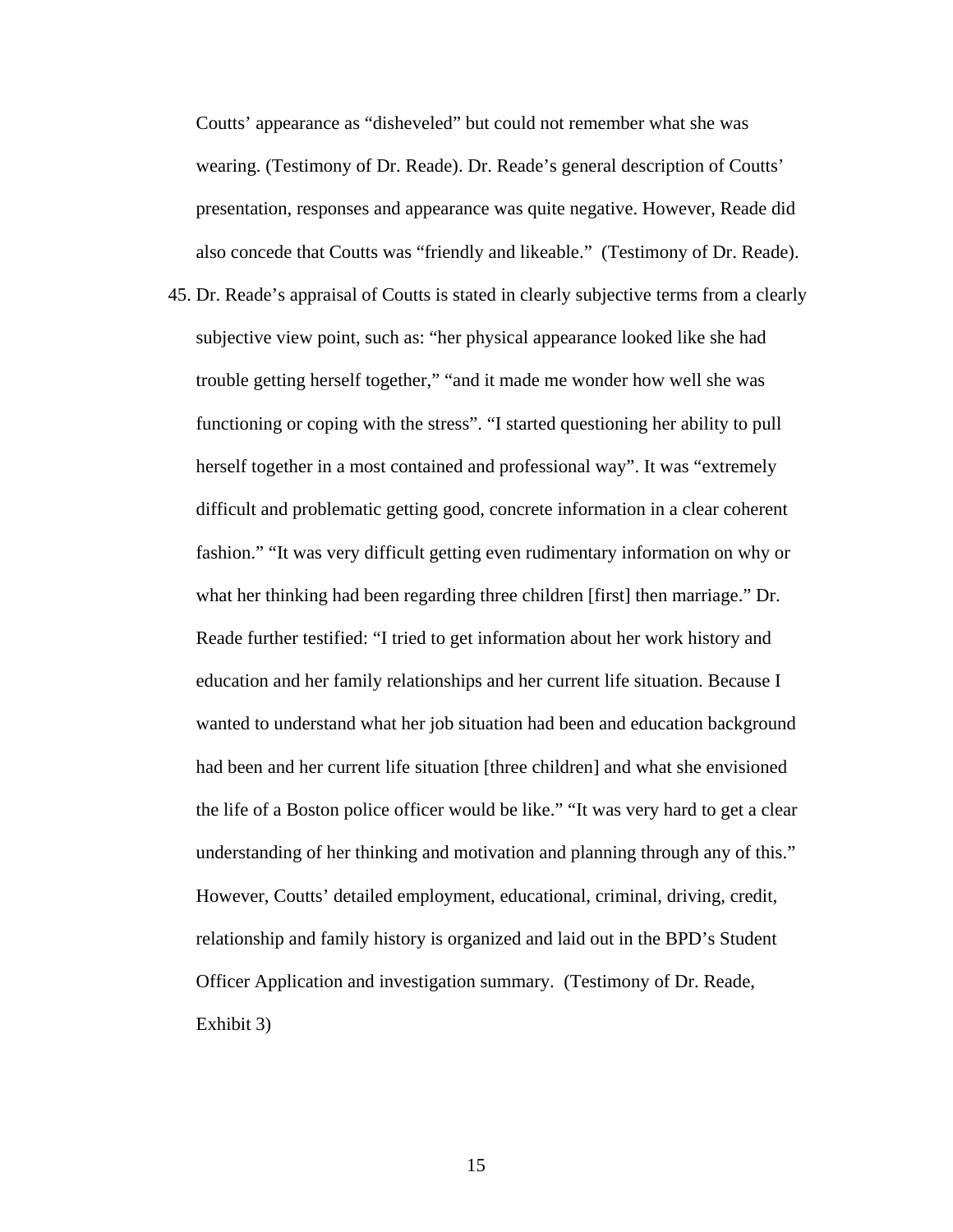Coutts' appearance as "disheveled" but could not remember what she was wearing. (Testimony of Dr. Reade). Dr. Reade's general description of Coutts' presentation, responses and appearance was quite negative. However, Reade did also concede that Coutts was "friendly and likeable." (Testimony of Dr. Reade).

45. Dr. Reade's appraisal of Coutts is stated in clearly subjective terms from a clearly subjective view point, such as: "her physical appearance looked like she had trouble getting herself together," "and it made me wonder how well she was functioning or coping with the stress". "I started questioning her ability to pull herself together in a most contained and professional way". It was "extremely difficult and problematic getting good, concrete information in a clear coherent fashion." "It was very difficult getting even rudimentary information on why or what her thinking had been regarding three children [first] then marriage." Dr. Reade further testified: "I tried to get information about her work history and education and her family relationships and her current life situation. Because I wanted to understand what her job situation had been and education background had been and her current life situation [three children] and what she envisioned the life of a Boston police officer would be like." "It was very hard to get a clear understanding of her thinking and motivation and planning through any of this." However, Coutts' detailed employment, educational, criminal, driving, credit, relationship and family history is organized and laid out in the BPD's Student Officer Application and investigation summary. (Testimony of Dr. Reade, Exhibit 3)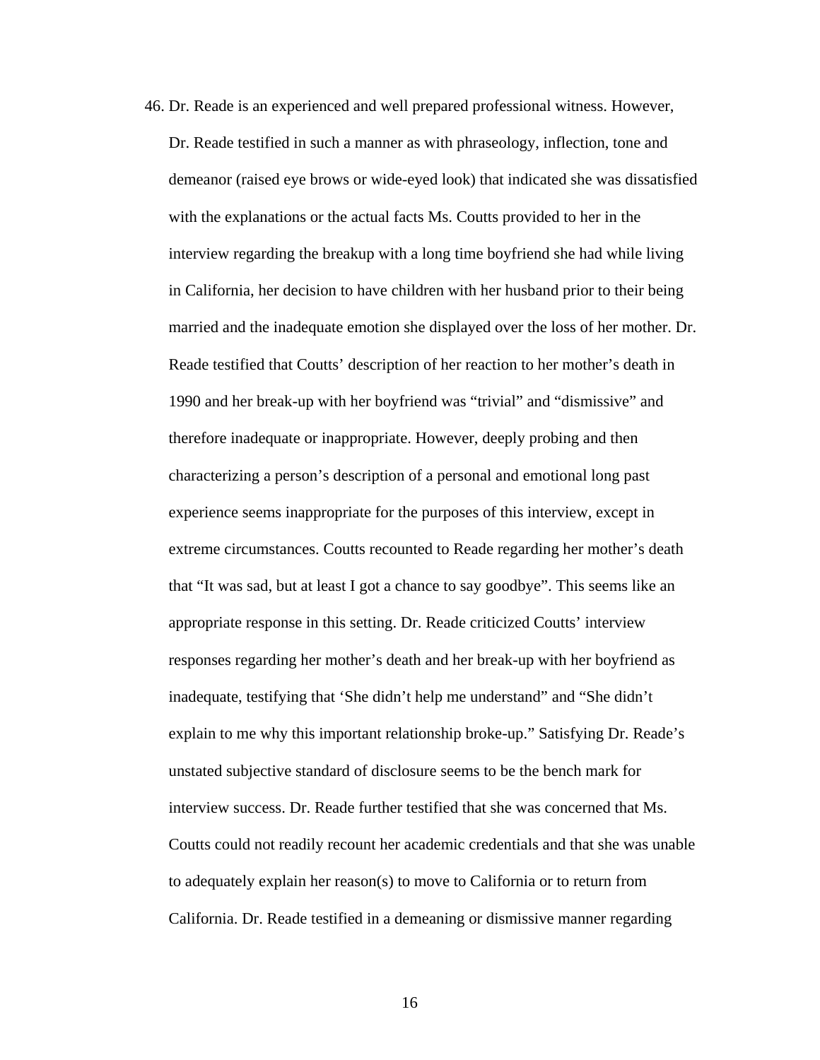46. Dr. Reade is an experienced and well prepared professional witness. However, Dr. Reade testified in such a manner as with phraseology, inflection, tone and demeanor (raised eye brows or wide-eyed look) that indicated she was dissatisfied with the explanations or the actual facts Ms. Coutts provided to her in the interview regarding the breakup with a long time boyfriend she had while living in California, her decision to have children with her husband prior to their being married and the inadequate emotion she displayed over the loss of her mother. Dr. Reade testified that Coutts' description of her reaction to her mother's death in 1990 and her break-up with her boyfriend was "trivial" and "dismissive" and therefore inadequate or inappropriate. However, deeply probing and then characterizing a person's description of a personal and emotional long past experience seems inappropriate for the purposes of this interview, except in extreme circumstances. Coutts recounted to Reade regarding her mother's death that "It was sad, but at least I got a chance to say goodbye". This seems like an appropriate response in this setting. Dr. Reade criticized Coutts' interview responses regarding her mother's death and her break-up with her boyfriend as inadequate, testifying that 'She didn't help me understand" and "She didn't explain to me why this important relationship broke-up." Satisfying Dr. Reade's unstated subjective standard of disclosure seems to be the bench mark for interview success. Dr. Reade further testified that she was concerned that Ms. Coutts could not readily recount her academic credentials and that she was unable to adequately explain her reason(s) to move to California or to return from California. Dr. Reade testified in a demeaning or dismissive manner regarding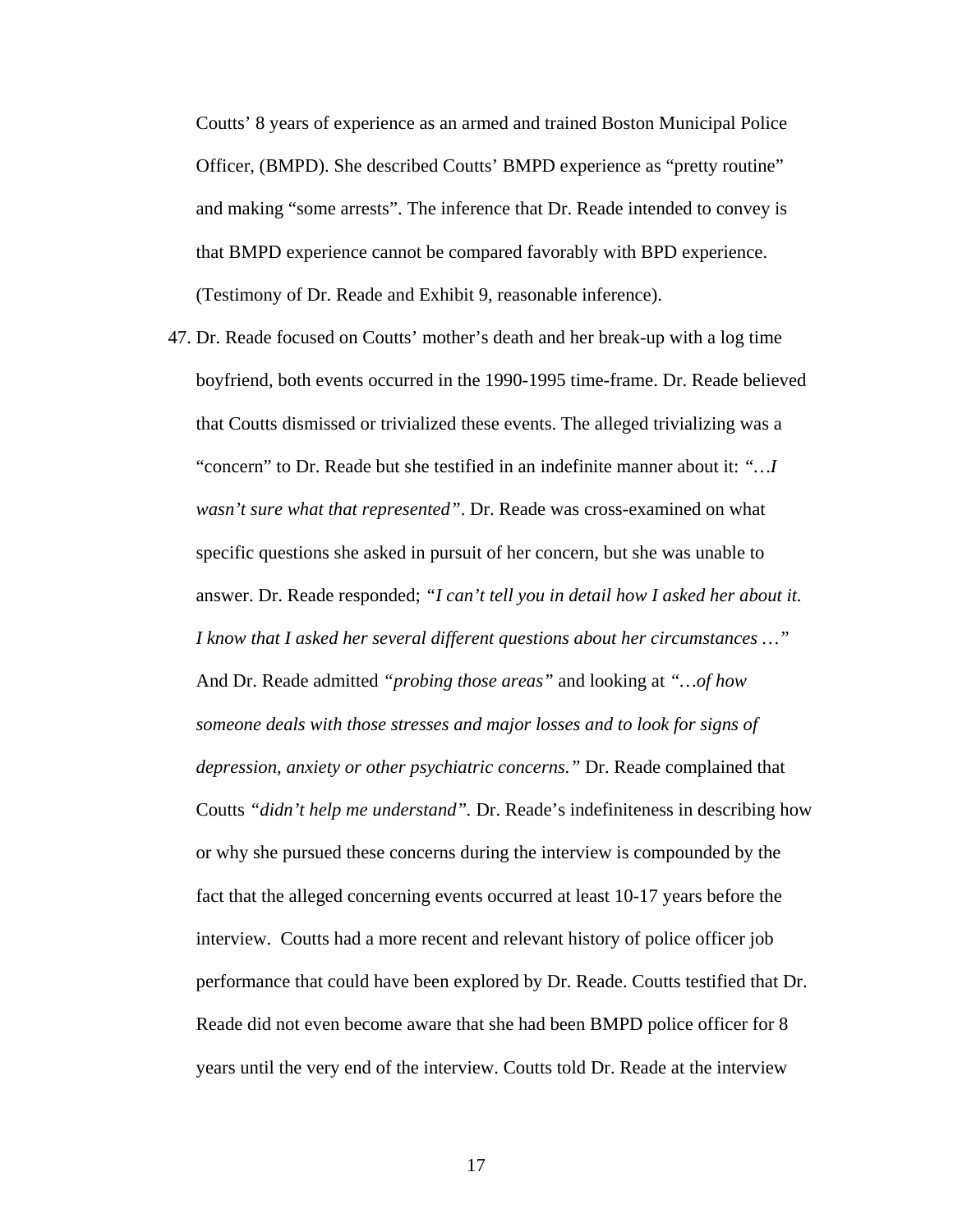Coutts' 8 years of experience as an armed and trained Boston Municipal Police Officer, (BMPD). She described Coutts' BMPD experience as "pretty routine" and making "some arrests". The inference that Dr. Reade intended to convey is that BMPD experience cannot be compared favorably with BPD experience. (Testimony of Dr. Reade and Exhibit 9, reasonable inference).

47. Dr. Reade focused on Coutts' mother's death and her break-up with a log time boyfriend, both events occurred in the 1990-1995 time-frame. Dr. Reade believed that Coutts dismissed or trivialized these events. The alleged trivializing was a "concern" to Dr. Reade but she testified in an indefinite manner about it: *"…I wasn't sure what that represented"*. Dr. Reade was cross-examined on what specific questions she asked in pursuit of her concern, but she was unable to answer. Dr. Reade responded; *"I can't tell you in detail how I asked her about it. I know that I asked her several different questions about her circumstances …"* And Dr. Reade admitted *"probing those areas"* and looking at *"…of how someone deals with those stresses and major losses and to look for signs of depression, anxiety or other psychiatric concerns."* Dr. Reade complained that Coutts *"didn't help me understand"*. Dr. Reade's indefiniteness in describing how or why she pursued these concerns during the interview is compounded by the fact that the alleged concerning events occurred at least 10-17 years before the interview. Coutts had a more recent and relevant history of police officer job performance that could have been explored by Dr. Reade. Coutts testified that Dr. Reade did not even become aware that she had been BMPD police officer for 8 years until the very end of the interview. Coutts told Dr. Reade at the interview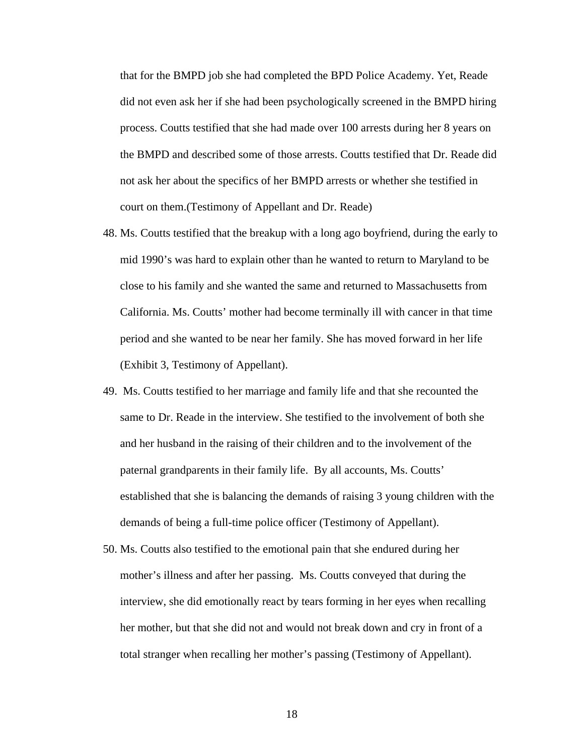that for the BMPD job she had completed the BPD Police Academy. Yet, Reade did not even ask her if she had been psychologically screened in the BMPD hiring process. Coutts testified that she had made over 100 arrests during her 8 years on the BMPD and described some of those arrests. Coutts testified that Dr. Reade did not ask her about the specifics of her BMPD arrests or whether she testified in court on them.(Testimony of Appellant and Dr. Reade)

48. Ms. Coutts testified that the breakup with a long ago boyfriend, during the early to mid 1990's was hard to explain other than he wanted to return to Maryland to be close to his family and she wanted the same and returned to Massachusetts from California. Ms. Coutts' mother had become terminally ill with cancer in that time period and she wanted to be near her family. She has moved forward in her life (Exhibit 3, Testimony of Appellant).

49. Ms. Coutts testified to her marriage and family life and that she recounted the same to Dr. Reade in the interview. She testified to the involvement of both she and her husband in the raising of their children and to the involvement of the paternal grandparents in their family life. By all accounts, Ms. Coutts' established that she is balancing the demands of raising 3 young children with the demands of being a full-time police officer (Testimony of Appellant).

50. Ms. Coutts also testified to the emotional pain that she endured during her mother's illness and after her passing. Ms. Coutts conveyed that during the interview, she did emotionally react by tears forming in her eyes when recalling her mother, but that she did not and would not break down and cry in front of a total stranger when recalling her mother's passing (Testimony of Appellant).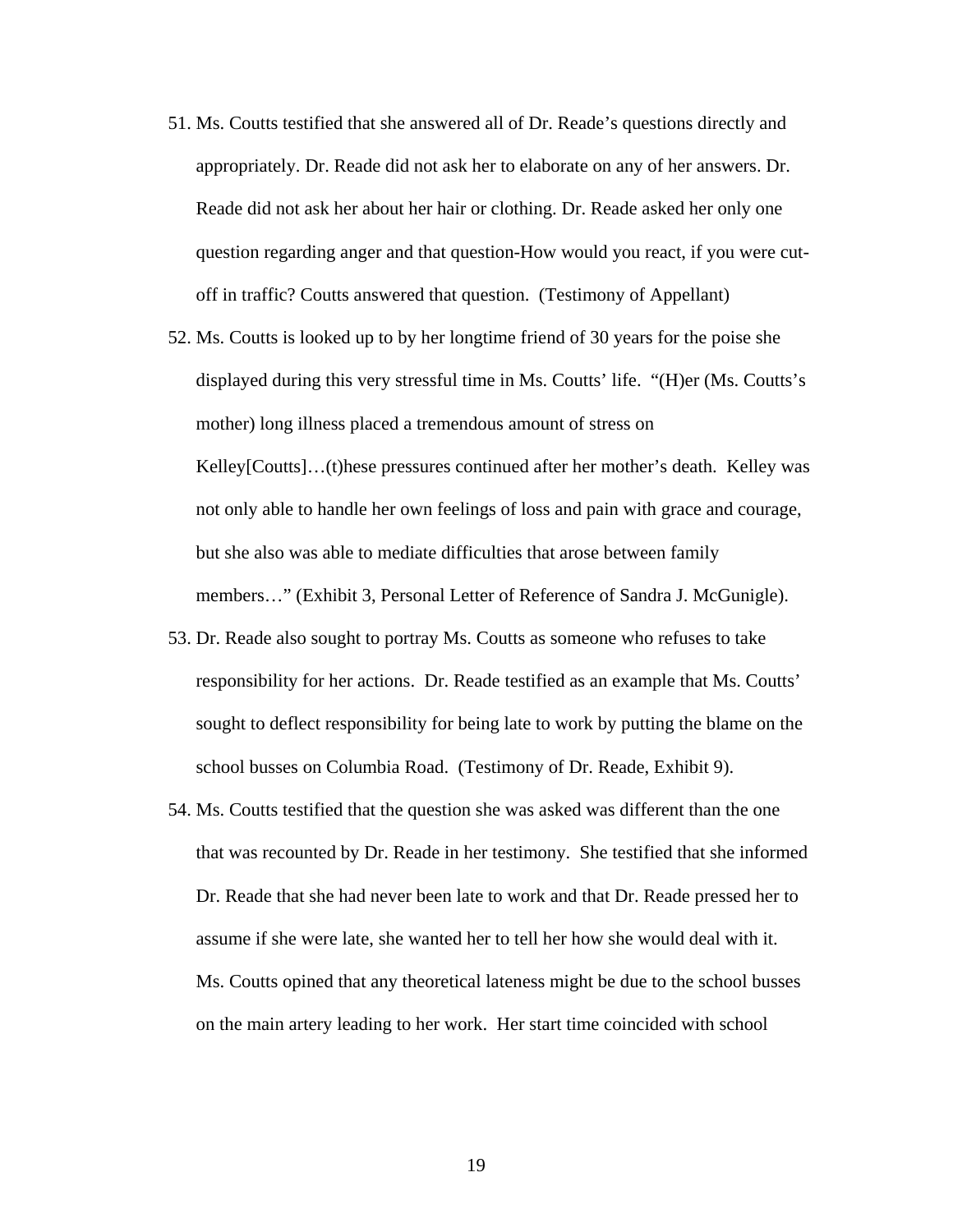51. Ms. Coutts testified that she answered all of Dr. Reade's questions directly and appropriately. Dr. Reade did not ask her to elaborate on any of her answers. Dr. Reade did not ask her about her hair or clothing. Dr. Reade asked her only one question regarding anger and that question-How would you react, if you were cut-off in traffic? Coutts answered that question. (Testimony of Appellant)

52. Ms. Coutts is looked up to by her longtime friend of 30 years for the poise she displayed during this very stressful time in Ms. Coutts' life. "(H)er (Ms. Coutts's mother) long illness placed a tremendous amount of stress on Kelley[Coutts]…(t)hese pressures continued after her mother's death. Kelley was not only able to handle her own feelings of loss and pain with grace and courage, but she also was able to mediate difficulties that arose between family members…" (Exhibit 3, Personal Letter of Reference of Sandra J. McGunigle).

53. Dr. Reade also sought to portray Ms. Coutts as someone who refuses to take responsibility for her actions. Dr. Reade testified as an example that Ms. Coutts' sought to deflect responsibility for being late to work by putting the blame on the school busses on Columbia Road. (Testimony of Dr. Reade, Exhibit 9).

54. Ms. Coutts testified that the question she was asked was different than the one that was recounted by Dr. Reade in her testimony. She testified that she informed Dr. Reade that she had never been late to work and that Dr. Reade pressed her to assume if she were late, she wanted her to tell her how she would deal with it. Ms. Coutts opined that any theoretical lateness might be due to the school busses on the main artery leading to her work. Her start time coincided with school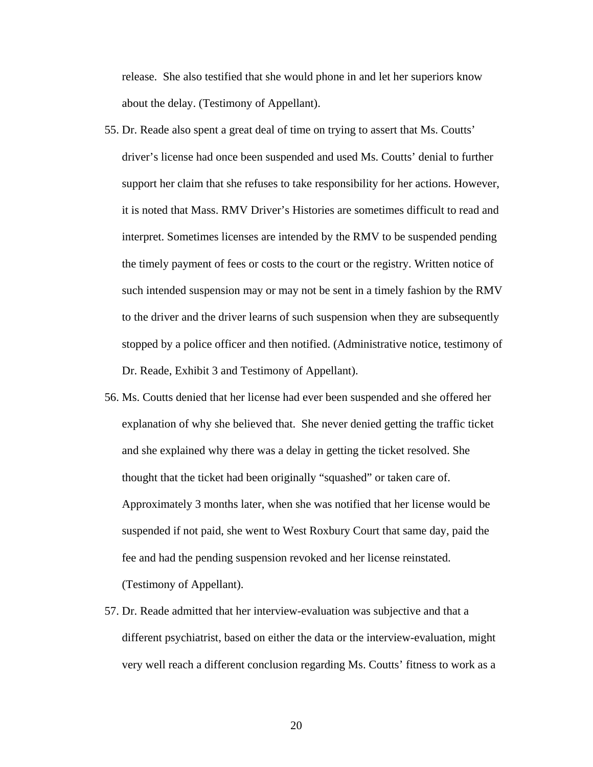release. She also testified that she would phone in and let her superiors know about the delay. (Testimony of Appellant).

55. Dr. Reade also spent a great deal of time on trying to assert that Ms. Coutts' driver's license had once been suspended and used Ms. Coutts' denial to further support her claim that she refuses to take responsibility for her actions. However, it is noted that Mass. RMV Driver's Histories are sometimes difficult to read and interpret. Sometimes licenses are intended by the RMV to be suspended pending the timely payment of fees or costs to the court or the registry. Written notice of such intended suspension may or may not be sent in a timely fashion by the RMV to the driver and the driver learns of such suspension when they are subsequently stopped by a police officer and then notified. (Administrative notice, testimony of Dr. Reade, Exhibit 3 and Testimony of Appellant).

56. Ms. Coutts denied that her license had ever been suspended and she offered her explanation of why she believed that. She never denied getting the traffic ticket and she explained why there was a delay in getting the ticket resolved. She thought that the ticket had been originally "squashed" or taken care of. Approximately 3 months later, when she was notified that her license would be suspended if not paid, she went to West Roxbury Court that same day, paid the fee and had the pending suspension revoked and her license reinstated. (Testimony of Appellant).

57. Dr. Reade admitted that her interview-evaluation was subjective and that a different psychiatrist, based on either the data or the interview-evaluation, might very well reach a different conclusion regarding Ms. Coutts' fitness to work as a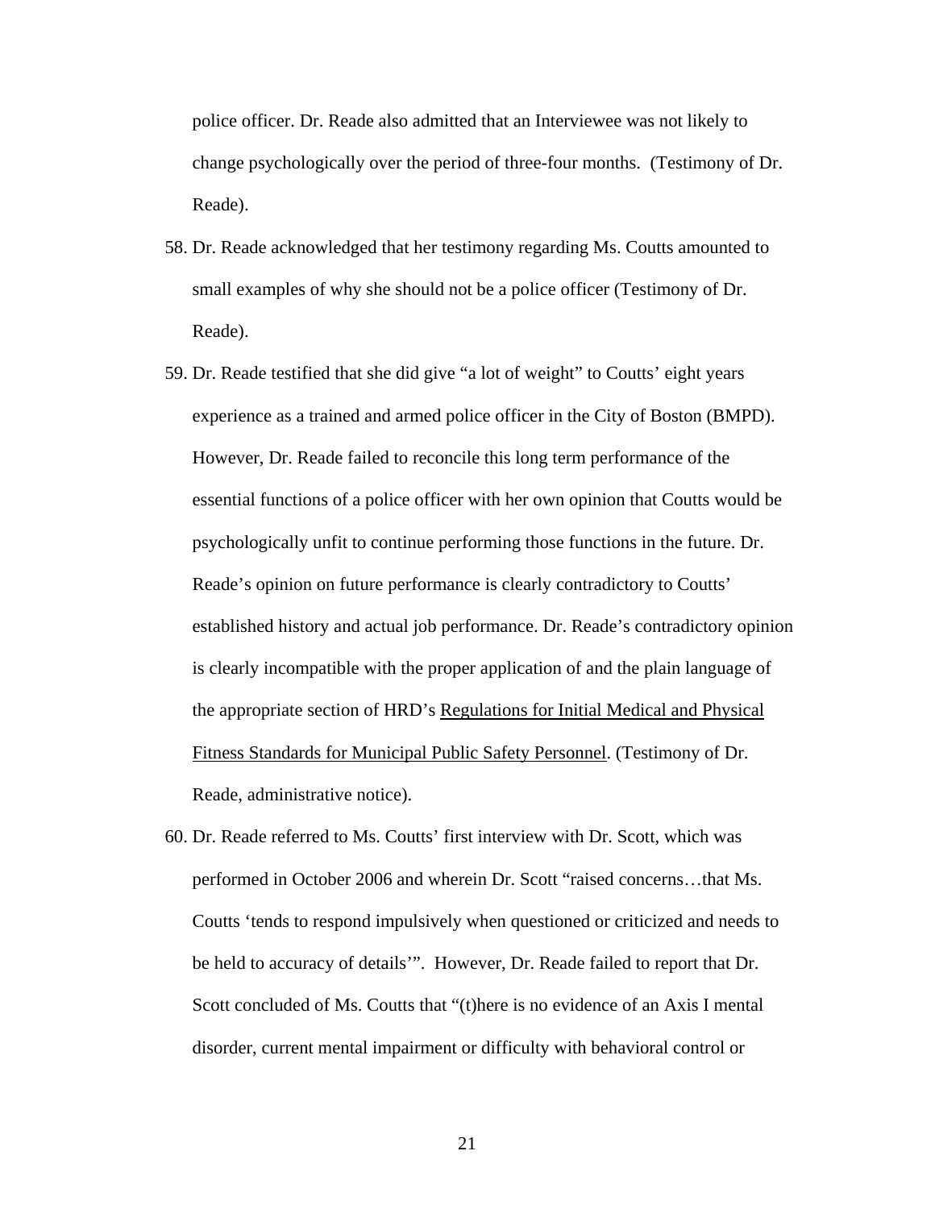police officer. Dr. Reade also admitted that an Interviewee was not likely to change psychologically over the period of three-four months. (Testimony of Dr. Reade).

58. Dr. Reade acknowledged that her testimony regarding Ms. Coutts amounted to small examples of why she should not be a police officer (Testimony of Dr. Reade).

59. Dr. Reade testified that she did give "a lot of weight" to Coutts' eight years experience as a trained and armed police officer in the City of Boston (BMPD). However, Dr. Reade failed to reconcile this long term performance of the essential functions of a police officer with her own opinion that Coutts would be psychologically unfit to continue performing those functions in the future. Dr. Reade's opinion on future performance is clearly contradictory to Coutts' established history and actual job performance. Dr. Reade's contradictory opinion is clearly incompatible with the proper application of and the plain language of the appropriate section of HRD's <u>Regulations for Initial Medical and Physical Fitness Standards for Municipal Public Safety Personnel</u>. (Testimony of Dr. Reade, administrative notice).

60. Dr. Reade referred to Ms. Coutts' first interview with Dr. Scott, which was performed in October 2006 and wherein Dr. Scott "raised concerns…that Ms. Coutts 'tends to respond impulsively when questioned or criticized and needs to be held to accuracy of details'". However, Dr. Reade failed to report that Dr. Scott concluded of Ms. Coutts that "(t)here is no evidence of an Axis I mental disorder, current mental impairment or difficulty with behavioral control or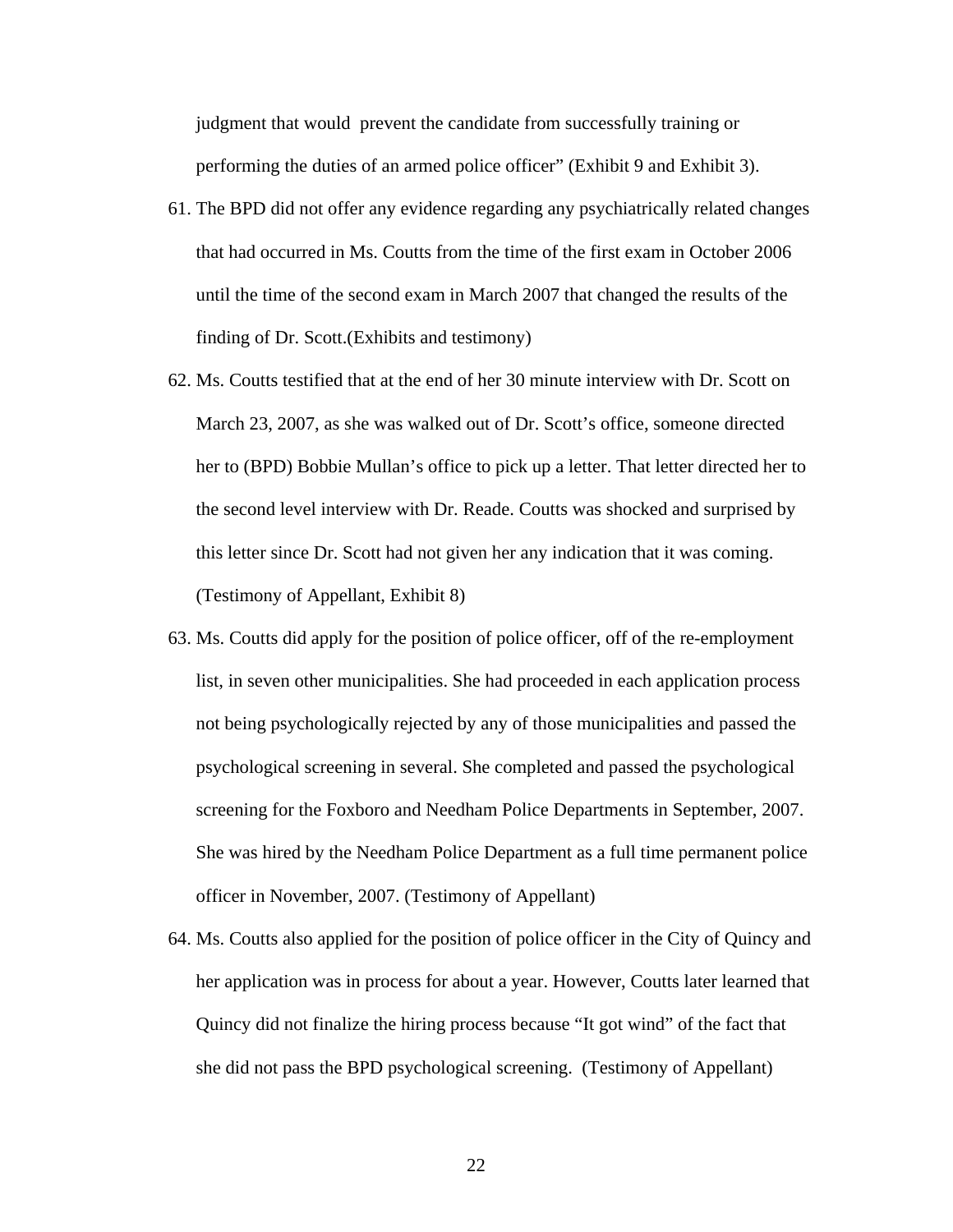judgment that would prevent the candidate from successfully training or performing the duties of an armed police officer" (Exhibit 9 and Exhibit 3).

61. The BPD did not offer any evidence regarding any psychiatrically related changes that had occurred in Ms. Coutts from the time of the first exam in October 2006 until the time of the second exam in March 2007 that changed the results of the finding of Dr. Scott.(Exhibits and testimony)

62. Ms. Coutts testified that at the end of her 30 minute interview with Dr. Scott on March 23, 2007, as she was walked out of Dr. Scott's office, someone directed her to (BPD) Bobbie Mullan's office to pick up a letter. That letter directed her to the second level interview with Dr. Reade. Coutts was shocked and surprised by this letter since Dr. Scott had not given her any indication that it was coming. (Testimony of Appellant, Exhibit 8)

63. Ms. Coutts did apply for the position of police officer, off of the re-employment list, in seven other municipalities. She had proceeded in each application process not being psychologically rejected by any of those municipalities and passed the psychological screening in several. She completed and passed the psychological screening for the Foxboro and Needham Police Departments in September, 2007. She was hired by the Needham Police Department as a full time permanent police officer in November, 2007. (Testimony of Appellant)

64. Ms. Coutts also applied for the position of police officer in the City of Quincy and her application was in process for about a year. However, Coutts later learned that Quincy did not finalize the hiring process because "It got wind" of the fact that she did not pass the BPD psychological screening. (Testimony of Appellant)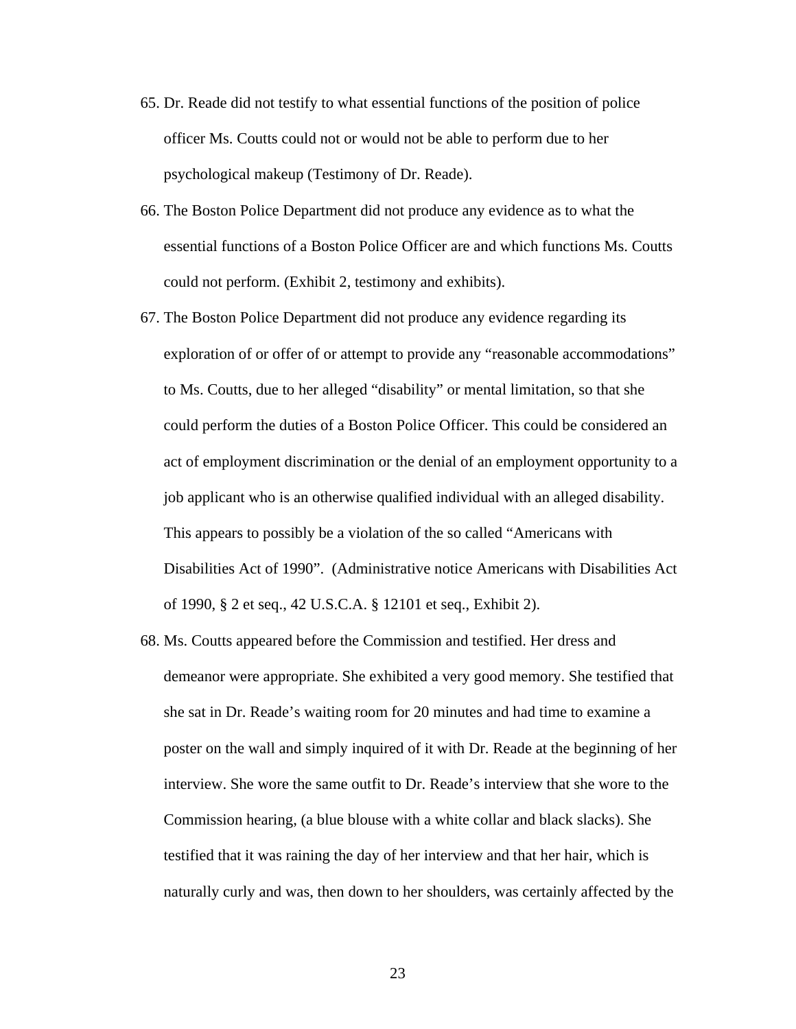65. Dr. Reade did not testify to what essential functions of the position of police officer Ms. Coutts could not or would not be able to perform due to her psychological makeup (Testimony of Dr. Reade).

66. The Boston Police Department did not produce any evidence as to what the essential functions of a Boston Police Officer are and which functions Ms. Coutts could not perform. (Exhibit 2, testimony and exhibits).

67. The Boston Police Department did not produce any evidence regarding its exploration of or offer of or attempt to provide any "reasonable accommodations" to Ms. Coutts, due to her alleged "disability" or mental limitation, so that she could perform the duties of a Boston Police Officer. This could be considered an act of employment discrimination or the denial of an employment opportunity to a job applicant who is an otherwise qualified individual with an alleged disability. This appears to possibly be a violation of the so called "Americans with Disabilities Act of 1990". (Administrative notice Americans with Disabilities Act of 1990, § 2 et seq., 42 U.S.C.A. § 12101 et seq., Exhibit 2).

68. Ms. Coutts appeared before the Commission and testified. Her dress and demeanor were appropriate. She exhibited a very good memory. She testified that she sat in Dr. Reade's waiting room for 20 minutes and had time to examine a poster on the wall and simply inquired of it with Dr. Reade at the beginning of her interview. She wore the same outfit to Dr. Reade's interview that she wore to the Commission hearing, (a blue blouse with a white collar and black slacks). She testified that it was raining the day of her interview and that her hair, which is naturally curly and was, then down to her shoulders, was certainly affected by the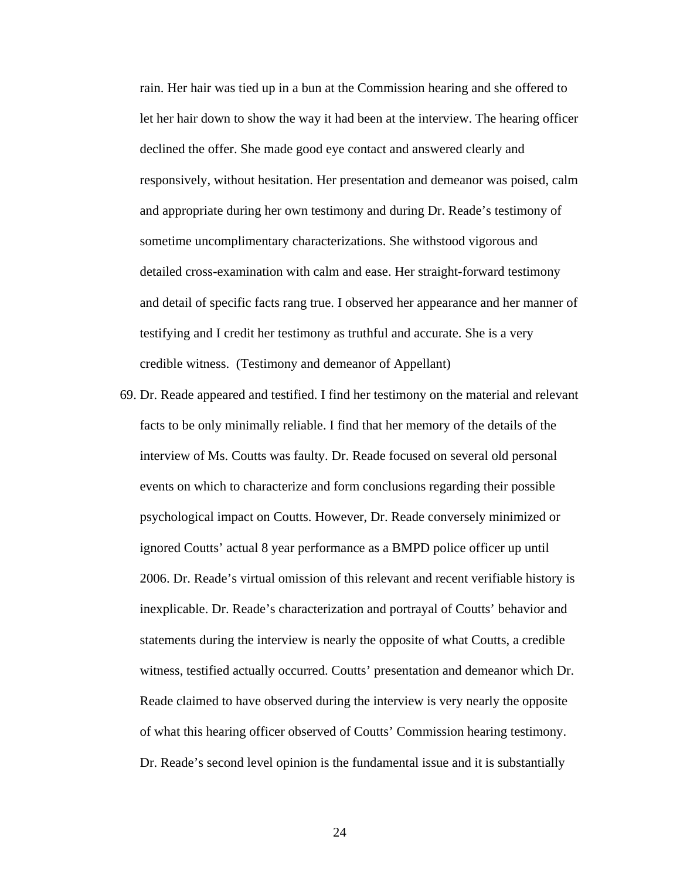rain. Her hair was tied up in a bun at the Commission hearing and she offered to let her hair down to show the way it had been at the interview. The hearing officer declined the offer. She made good eye contact and answered clearly and responsively, without hesitation. Her presentation and demeanor was poised, calm and appropriate during her own testimony and during Dr. Reade's testimony of sometime uncomplimentary characterizations. She withstood vigorous and detailed cross-examination with calm and ease. Her straight-forward testimony and detail of specific facts rang true. I observed her appearance and her manner of testifying and I credit her testimony as truthful and accurate. She is a very credible witness. (Testimony and demeanor of Appellant)

69. Dr. Reade appeared and testified. I find her testimony on the material and relevant facts to be only minimally reliable. I find that her memory of the details of the interview of Ms. Coutts was faulty. Dr. Reade focused on several old personal events on which to characterize and form conclusions regarding their possible psychological impact on Coutts. However, Dr. Reade conversely minimized or ignored Coutts' actual 8 year performance as a BMPD police officer up until 2006. Dr. Reade's virtual omission of this relevant and recent verifiable history is inexplicable. Dr. Reade's characterization and portrayal of Coutts' behavior and statements during the interview is nearly the opposite of what Coutts, a credible witness, testified actually occurred. Coutts' presentation and demeanor which Dr. Reade claimed to have observed during the interview is very nearly the opposite of what this hearing officer observed of Coutts' Commission hearing testimony. Dr. Reade's second level opinion is the fundamental issue and it is substantially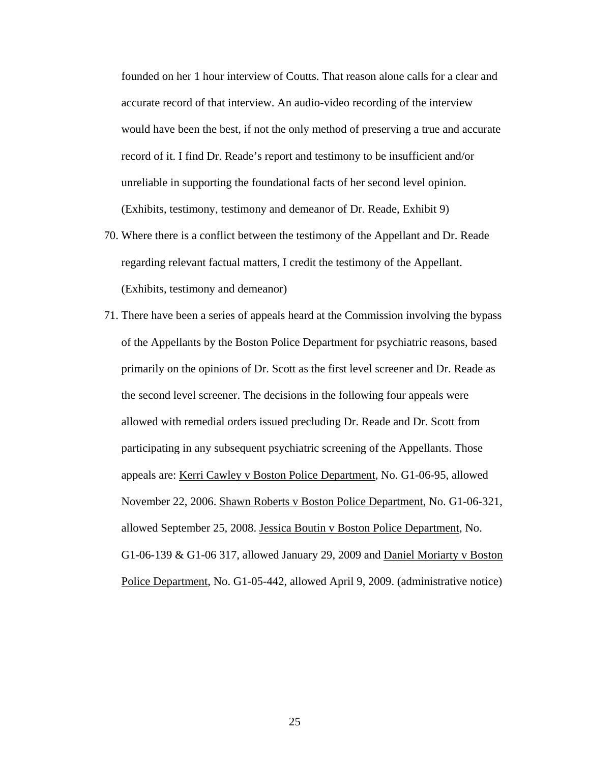founded on her 1 hour interview of Coutts. That reason alone calls for a clear and accurate record of that interview. An audio-video recording of the interview would have been the best, if not the only method of preserving a true and accurate record of it. I find Dr. Reade's report and testimony to be insufficient and/or unreliable in supporting the foundational facts of her second level opinion. (Exhibits, testimony, testimony and demeanor of Dr. Reade, Exhibit 9)

70. Where there is a conflict between the testimony of the Appellant and Dr. Reade regarding relevant factual matters, I credit the testimony of the Appellant. (Exhibits, testimony and demeanor)

71. There have been a series of appeals heard at the Commission involving the bypass of the Appellants by the Boston Police Department for psychiatric reasons, based primarily on the opinions of Dr. Scott as the first level screener and Dr. Reade as the second level screener. The decisions in the following four appeals were allowed with remedial orders issued precluding Dr. Reade and Dr. Scott from participating in any subsequent psychiatric screening of the Appellants. Those appeals are: <u>Kerri Cawley v Boston Police Department</u>, No. G1-06-95, allowed November 22, 2006. <u>Shawn Roberts v Boston Police Department</u>, No. G1-06-321, allowed September 25, 2008. <u>Jessica Boutin v Boston Police Department</u>, No. G1-06-139 & G1-06 317, allowed January 29, 2009 and <u>Daniel Moriarty v Boston Police Department</u>, No. G1-05-442, allowed April 9, 2009. (administrative notice)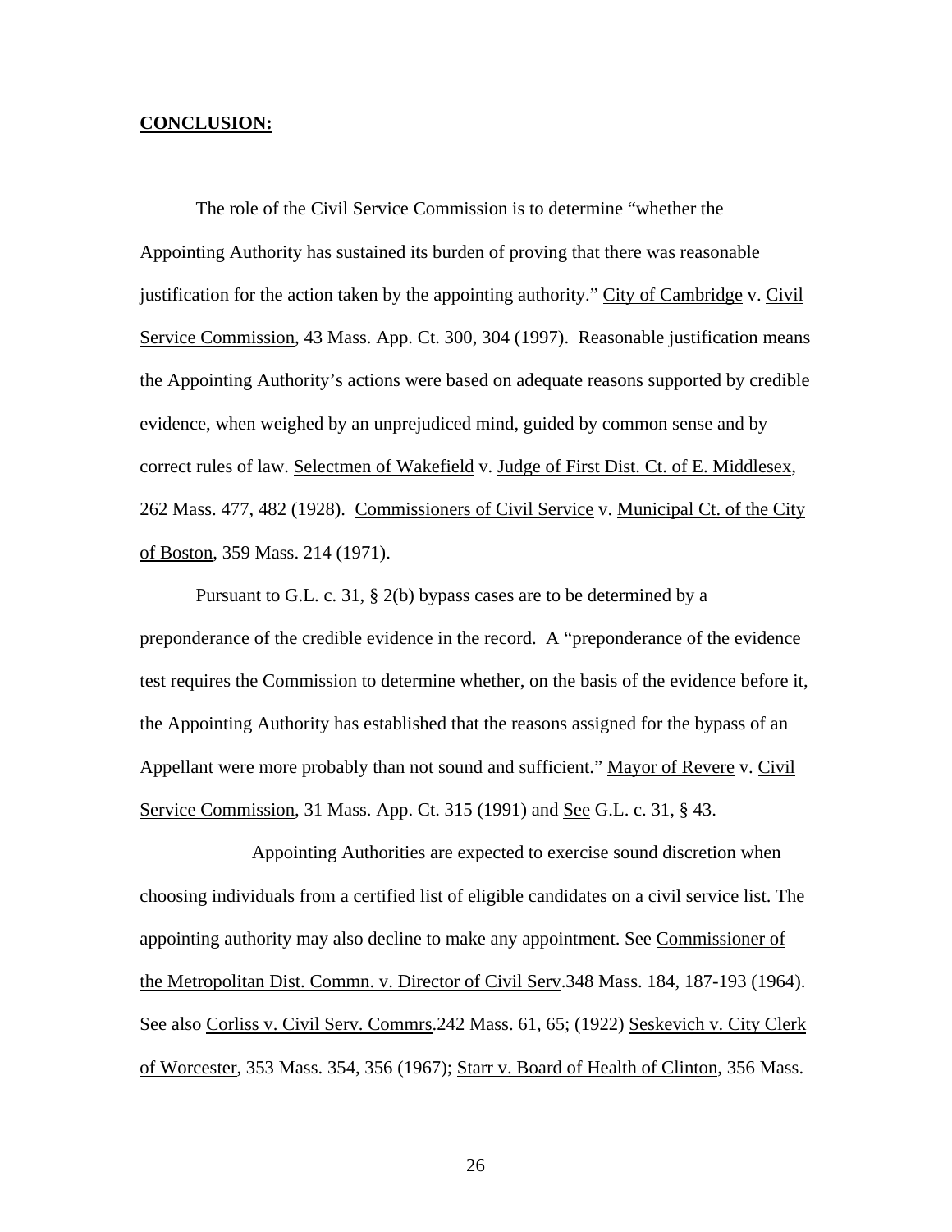**CONCLUSION:**

The role of the Civil Service Commission is to determine "whether the Appointing Authority has sustained its burden of proving that there was reasonable justification for the action taken by the appointing authority." City of Cambridge v. Civil Service Commission, 43 Mass. App. Ct. 300, 304 (1997). Reasonable justification means the Appointing Authority's actions were based on adequate reasons supported by credible evidence, when weighed by an unprejudiced mind, guided by common sense and by correct rules of law. Selectmen of Wakefield v. Judge of First Dist. Ct. of E. Middlesex, 262 Mass. 477, 482 (1928). Commissioners of Civil Service v. Municipal Ct. of the City of Boston, 359 Mass. 214 (1971).

Pursuant to G.L. c. 31, § 2(b) bypass cases are to be determined by a preponderance of the credible evidence in the record. A "preponderance of the evidence test requires the Commission to determine whether, on the basis of the evidence before it, the Appointing Authority has established that the reasons assigned for the bypass of an Appellant were more probably than not sound and sufficient." Mayor of Revere v. Civil Service Commission, 31 Mass. App. Ct. 315 (1991) and See G.L. c. 31, § 43.

Appointing Authorities are expected to exercise sound discretion when choosing individuals from a certified list of eligible candidates on a civil service list. The appointing authority may also decline to make any appointment. See Commissioner of the Metropolitan Dist. Commn. v. Director of Civil Serv.348 Mass. 184, 187-193 (1964). See also Corliss v. Civil Serv. Commrs.242 Mass. 61, 65; (1922) Seskevich v. City Clerk of Worcester, 353 Mass. 354, 356 (1967); Starr v. Board of Health of Clinton, 356 Mass.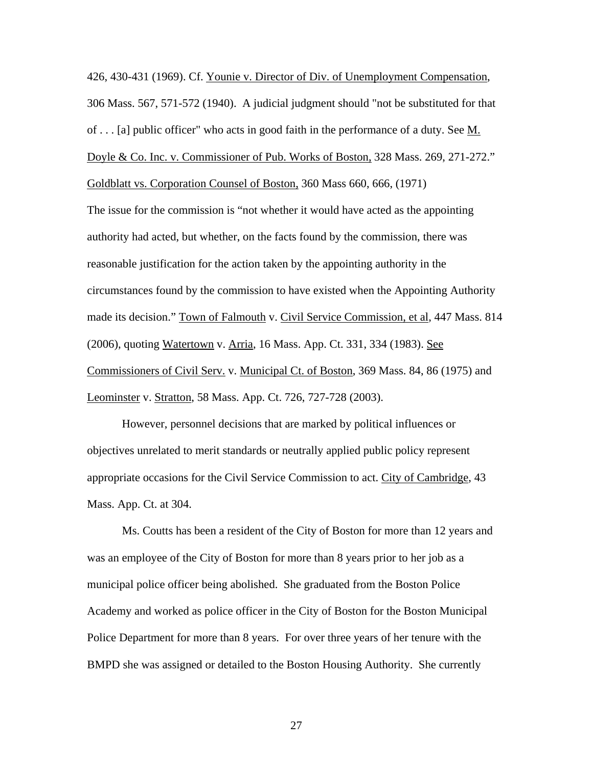426, 430-431 (1969). Cf. Younie v. Director of Div. of Unemployment Compensation, 306 Mass. 567, 571-572 (1940). A judicial judgment should "not be substituted for that of . . . [a] public officer" who acts in good faith in the performance of a duty. See M. Doyle & Co. Inc. v. Commissioner of Pub. Works of Boston, 328 Mass. 269, 271-272." Goldblatt vs. Corporation Counsel of Boston, 360 Mass 660, 666, (1971)

The issue for the commission is "not whether it would have acted as the appointing authority had acted, but whether, on the facts found by the commission, there was reasonable justification for the action taken by the appointing authority in the circumstances found by the commission to have existed when the Appointing Authority made its decision." Town of Falmouth v. Civil Service Commission, et al, 447 Mass. 814 (2006), quoting Watertown v. Arria, 16 Mass. App. Ct. 331, 334 (1983). See Commissioners of Civil Serv. v. Municipal Ct. of Boston, 369 Mass. 84, 86 (1975) and Leominster v. Stratton, 58 Mass. App. Ct. 726, 727-728 (2003).

However, personnel decisions that are marked by political influences or objectives unrelated to merit standards or neutrally applied public policy represent appropriate occasions for the Civil Service Commission to act. City of Cambridge, 43 Mass. App. Ct. at 304.

Ms. Coutts has been a resident of the City of Boston for more than 12 years and was an employee of the City of Boston for more than 8 years prior to her job as a municipal police officer being abolished. She graduated from the Boston Police Academy and worked as police officer in the City of Boston for the Boston Municipal Police Department for more than 8 years. For over three years of her tenure with the BMPD she was assigned or detailed to the Boston Housing Authority. She currently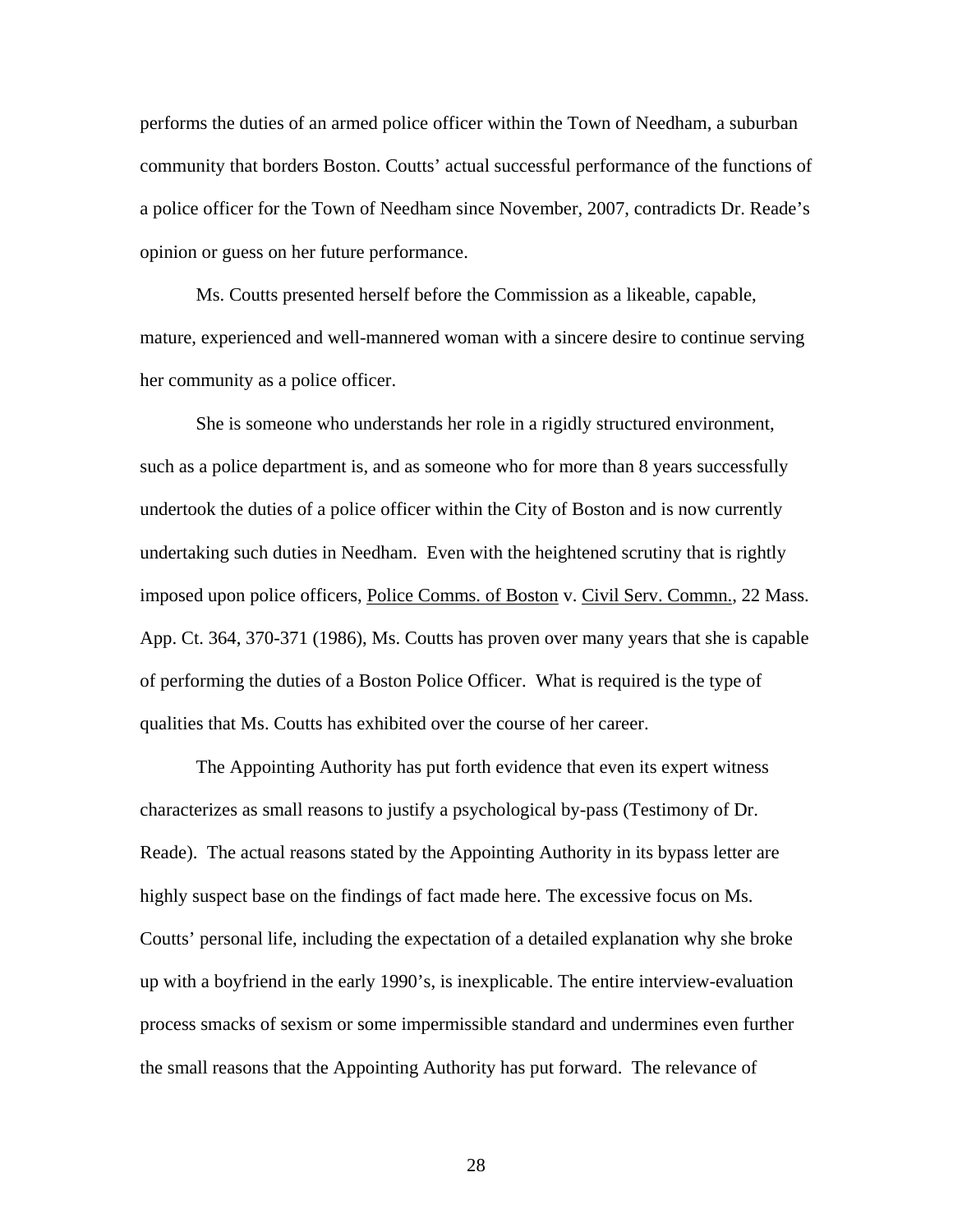performs the duties of an armed police officer within the Town of Needham, a suburban community that borders Boston. Coutts' actual successful performance of the functions of a police officer for the Town of Needham since November, 2007, contradicts Dr. Reade's opinion or guess on her future performance.

Ms. Coutts presented herself before the Commission as a likeable, capable, mature, experienced and well-mannered woman with a sincere desire to continue serving her community as a police officer.

She is someone who understands her role in a rigidly structured environment, such as a police department is, and as someone who for more than 8 years successfully undertook the duties of a police officer within the City of Boston and is now currently undertaking such duties in Needham. Even with the heightened scrutiny that is rightly imposed upon police officers, Police Comms. of Boston v. Civil Serv. Commn., 22 Mass. App. Ct. 364, 370-371 (1986), Ms. Coutts has proven over many years that she is capable of performing the duties of a Boston Police Officer. What is required is the type of qualities that Ms. Coutts has exhibited over the course of her career.

The Appointing Authority has put forth evidence that even its expert witness characterizes as small reasons to justify a psychological by-pass (Testimony of Dr. Reade). The actual reasons stated by the Appointing Authority in its bypass letter are highly suspect base on the findings of fact made here. The excessive focus on Ms. Coutts' personal life, including the expectation of a detailed explanation why she broke up with a boyfriend in the early 1990's, is inexplicable. The entire interview-evaluation process smacks of sexism or some impermissible standard and undermines even further the small reasons that the Appointing Authority has put forward. The relevance of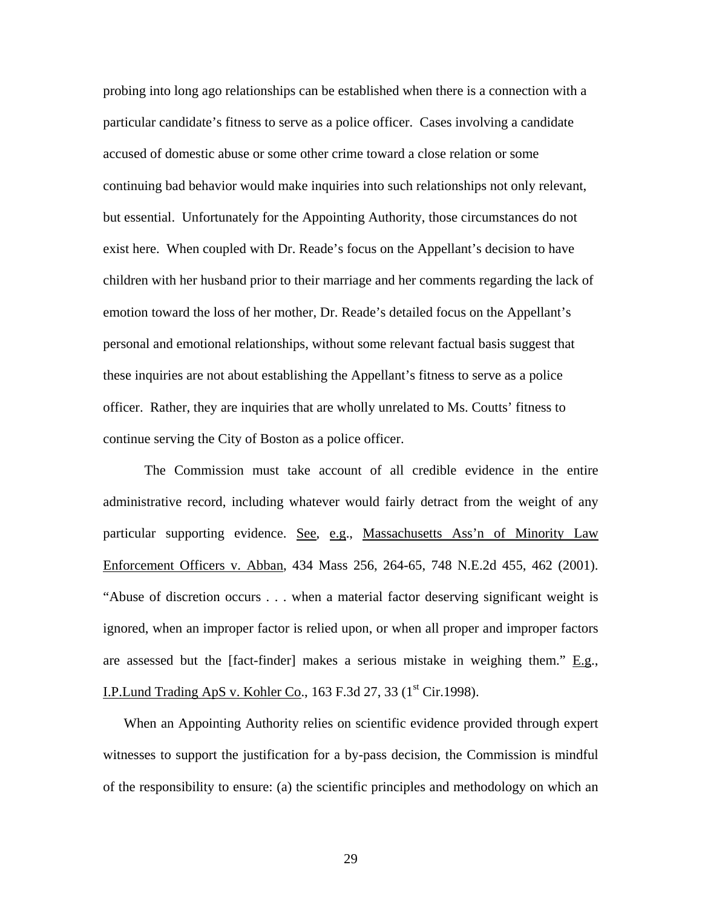probing into long ago relationships can be established when there is a connection with a particular candidate's fitness to serve as a police officer. Cases involving a candidate accused of domestic abuse or some other crime toward a close relation or some continuing bad behavior would make inquiries into such relationships not only relevant, but essential. Unfortunately for the Appointing Authority, those circumstances do not exist here. When coupled with Dr. Reade's focus on the Appellant's decision to have children with her husband prior to their marriage and her comments regarding the lack of emotion toward the loss of her mother, Dr. Reade's detailed focus on the Appellant's personal and emotional relationships, without some relevant factual basis suggest that these inquiries are not about establishing the Appellant's fitness to serve as a police officer. Rather, they are inquiries that are wholly unrelated to Ms. Coutts' fitness to continue serving the City of Boston as a police officer.

The Commission must take account of all credible evidence in the entire administrative record, including whatever would fairly detract from the weight of any particular supporting evidence. See, e.g., Massachusetts Ass'n of Minority Law Enforcement Officers v. Abban, 434 Mass 256, 264-65, 748 N.E.2d 455, 462 (2001). "Abuse of discretion occurs . . . when a material factor deserving significant weight is ignored, when an improper factor is relied upon, or when all proper and improper factors are assessed but the [fact-finder] makes a serious mistake in weighing them." E.g., I.P.Lund Trading ApS v. Kohler Co., 163 F.3d 27, 33 (1st Cir.1998).

When an Appointing Authority relies on scientific evidence provided through expert witnesses to support the justification for a by-pass decision, the Commission is mindful of the responsibility to ensure: (a) the scientific principles and methodology on which an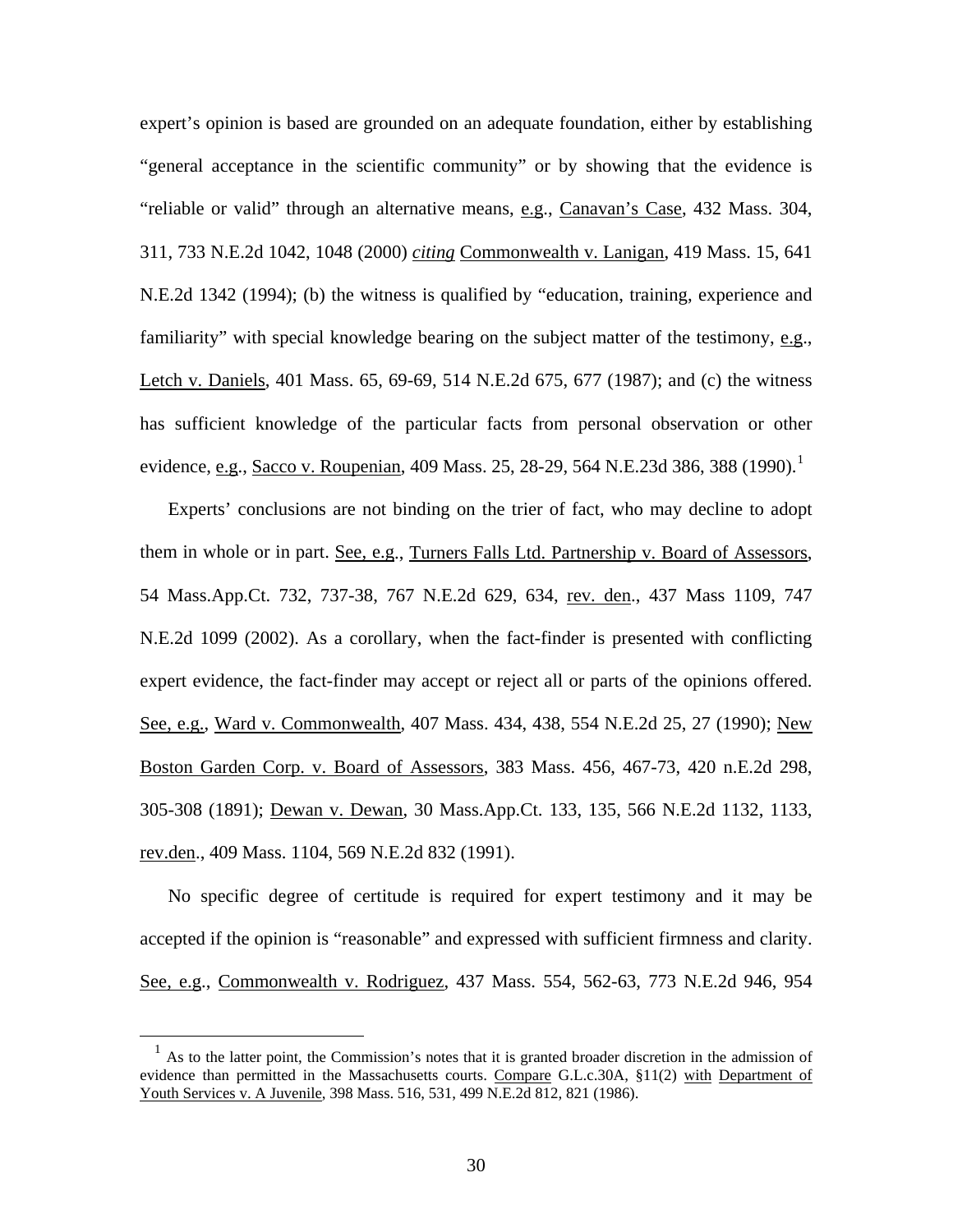expert's opinion is based are grounded on an adequate foundation, either by establishing "general acceptance in the scientific community" or by showing that the evidence is "reliable or valid" through an alternative means, e.g., Canavan's Case, 432 Mass. 304, 311, 733 N.E.2d 1042, 1048 (2000) *citing* Commonwealth v. Lanigan, 419 Mass. 15, 641 N.E.2d 1342 (1994); (b) the witness is qualified by "education, training, experience and familiarity" with special knowledge bearing on the subject matter of the testimony, e.g., Letch v. Daniels, 401 Mass. 65, 69-69, 514 N.E.2d 675, 677 (1987); and (c) the witness has sufficient knowledge of the particular facts from personal observation or other evidence, e.g., Sacco v. Roupenian, 409 Mass. 25, 28-29, 564 N.E.23d 386, 388 (1990).[1]

Experts' conclusions are not binding on the trier of fact, who may decline to adopt them in whole or in part. See, e.g., Turners Falls Ltd. Partnership v. Board of Assessors, 54 Mass.App.Ct. 732, 737-38, 767 N.E.2d 629, 634, rev. den., 437 Mass 1109, 747 N.E.2d 1099 (2002). As a corollary, when the fact-finder is presented with conflicting expert evidence, the fact-finder may accept or reject all or parts of the opinions offered. See, e.g., Ward v. Commonwealth, 407 Mass. 434, 438, 554 N.E.2d 25, 27 (1990); New Boston Garden Corp. v. Board of Assessors, 383 Mass. 456, 467-73, 420 n.E.2d 298, 305-308 (1891); Dewan v. Dewan, 30 Mass.App.Ct. 133, 135, 566 N.E.2d 1132, 1133, rev.den., 409 Mass. 1104, 569 N.E.2d 832 (1991).

No specific degree of certitude is required for expert testimony and it may be accepted if the opinion is "reasonable" and expressed with sufficient firmness and clarity. See, e.g., Commonwealth v. Rodriguez, 437 Mass. 554, 562-63, 773 N.E.2d 946, 954

[1] As to the latter point, the Commission's notes that it is granted broader discretion in the admission of evidence than permitted in the Massachusetts courts. Compare G.L.c.30A, §11(2) with Department of Youth Services v. A Juvenile, 398 Mass. 516, 531, 499 N.E.2d 812, 821 (1986).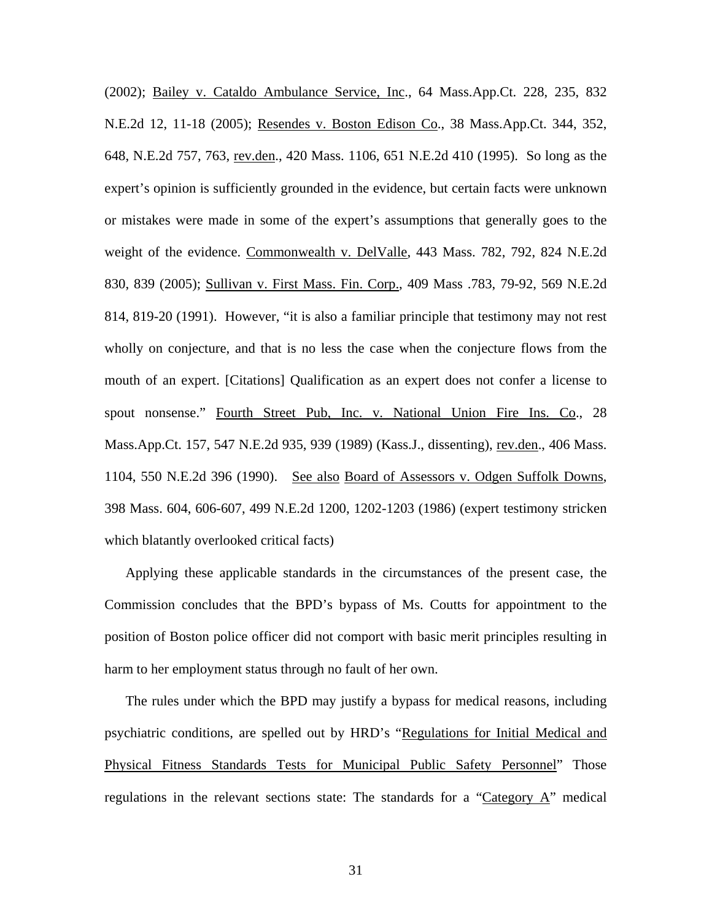(2002); Bailey v. Cataldo Ambulance Service, Inc., 64 Mass.App.Ct. 228, 235, 832 N.E.2d 12, 11-18 (2005); Resendes v. Boston Edison Co., 38 Mass.App.Ct. 344, 352, 648, N.E.2d 757, 763, rev.den., 420 Mass. 1106, 651 N.E.2d 410 (1995). So long as the expert's opinion is sufficiently grounded in the evidence, but certain facts were unknown or mistakes were made in some of the expert's assumptions that generally goes to the weight of the evidence. Commonwealth v. DelValle, 443 Mass. 782, 792, 824 N.E.2d 830, 839 (2005); Sullivan v. First Mass. Fin. Corp., 409 Mass .783, 79-92, 569 N.E.2d 814, 819-20 (1991). However, "it is also a familiar principle that testimony may not rest wholly on conjecture, and that is no less the case when the conjecture flows from the mouth of an expert. [Citations] Qualification as an expert does not confer a license to spout nonsense." Fourth Street Pub, Inc. v. National Union Fire Ins. Co., 28 Mass.App.Ct. 157, 547 N.E.2d 935, 939 (1989) (Kass.J., dissenting), rev.den., 406 Mass. 1104, 550 N.E.2d 396 (1990). See also Board of Assessors v. Odgen Suffolk Downs, 398 Mass. 604, 606-607, 499 N.E.2d 1200, 1202-1203 (1986) (expert testimony stricken which blatantly overlooked critical facts)

Applying these applicable standards in the circumstances of the present case, the Commission concludes that the BPD's bypass of Ms. Coutts for appointment to the position of Boston police officer did not comport with basic merit principles resulting in harm to her employment status through no fault of her own.

The rules under which the BPD may justify a bypass for medical reasons, including psychiatric conditions, are spelled out by HRD's "Regulations for Initial Medical and Physical Fitness Standards Tests for Municipal Public Safety Personnel" Those regulations in the relevant sections state: The standards for a "Category A" medical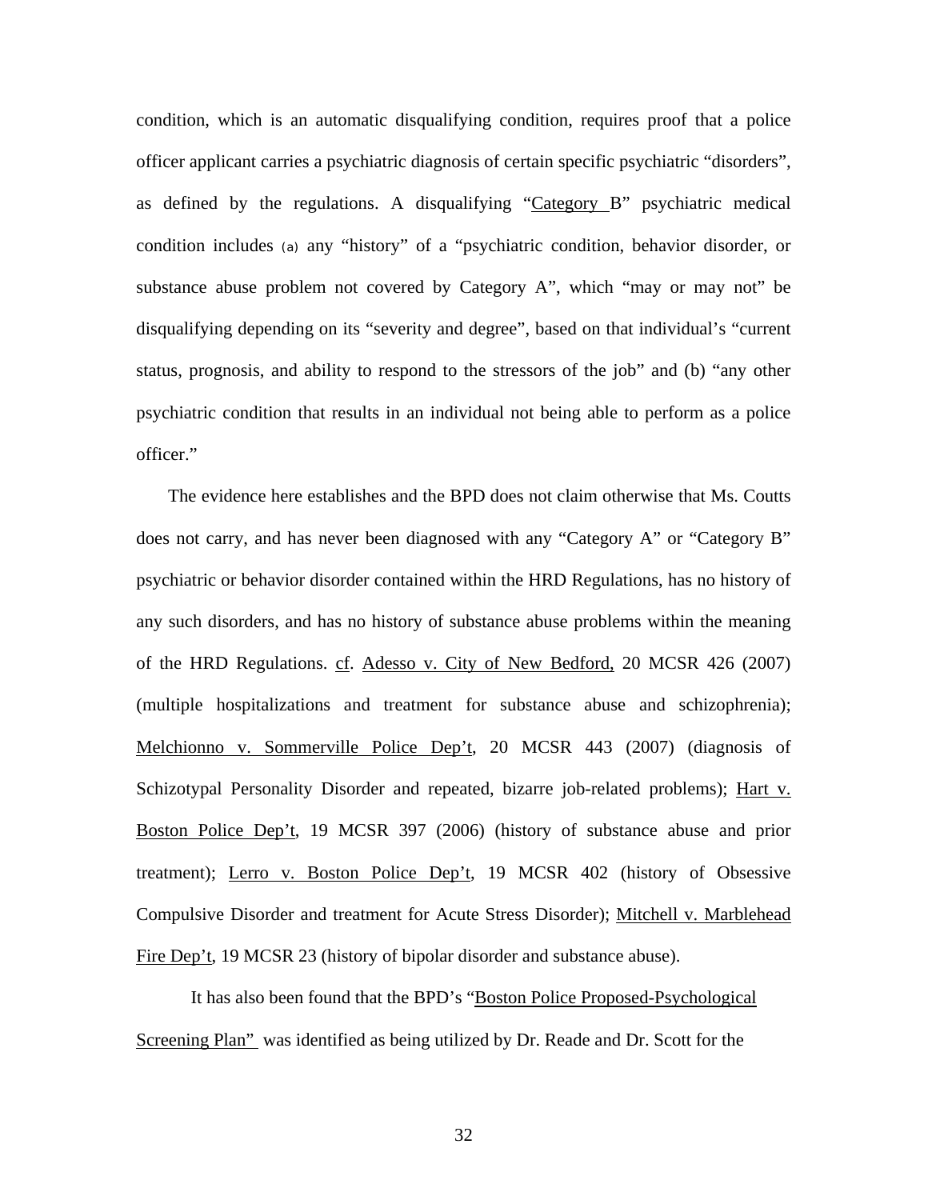condition, which is an automatic disqualifying condition, requires proof that a police officer applicant carries a psychiatric diagnosis of certain specific psychiatric "disorders", as defined by the regulations. A disqualifying "Category B" psychiatric medical condition includes (a) any "history" of a "psychiatric condition, behavior disorder, or substance abuse problem not covered by Category A", which "may or may not" be disqualifying depending on its "severity and degree", based on that individual's "current status, prognosis, and ability to respond to the stressors of the job" and (b) "any other psychiatric condition that results in an individual not being able to perform as a police officer."

The evidence here establishes and the BPD does not claim otherwise that Ms. Coutts does not carry, and has never been diagnosed with any "Category A" or "Category B" psychiatric or behavior disorder contained within the HRD Regulations, has no history of any such disorders, and has no history of substance abuse problems within the meaning of the HRD Regulations. cf. Adesso v. City of New Bedford, 20 MCSR 426 (2007) (multiple hospitalizations and treatment for substance abuse and schizophrenia); Melchionno v. Sommerville Police Dep't, 20 MCSR 443 (2007) (diagnosis of Schizotypal Personality Disorder and repeated, bizarre job-related problems); Hart v. Boston Police Dep't, 19 MCSR 397 (2006) (history of substance abuse and prior treatment); Lerro v. Boston Police Dep't, 19 MCSR 402 (history of Obsessive Compulsive Disorder and treatment for Acute Stress Disorder); Mitchell v. Marblehead Fire Dep't, 19 MCSR 23 (history of bipolar disorder and substance abuse).

It has also been found that the BPD's "Boston Police Proposed-Psychological Screening Plan" was identified as being utilized by Dr. Reade and Dr. Scott for the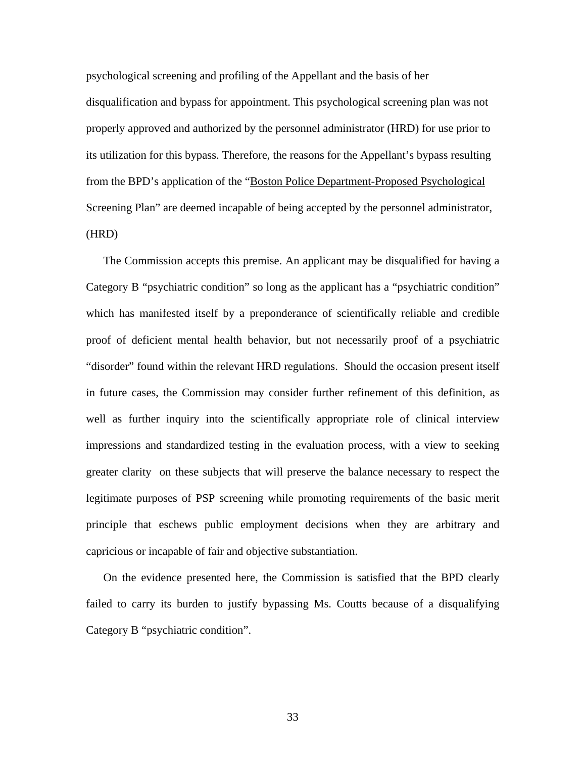psychological screening and profiling of the Appellant and the basis of her disqualification and bypass for appointment. This psychological screening plan was not properly approved and authorized by the personnel administrator (HRD) for use prior to its utilization for this bypass. Therefore, the reasons for the Appellant's bypass resulting from the BPD's application of the "Boston Police Department-Proposed Psychological Screening Plan" are deemed incapable of being accepted by the personnel administrator, (HRD)

The Commission accepts this premise. An applicant may be disqualified for having a Category B "psychiatric condition" so long as the applicant has a "psychiatric condition" which has manifested itself by a preponderance of scientifically reliable and credible proof of deficient mental health behavior, but not necessarily proof of a psychiatric "disorder" found within the relevant HRD regulations. Should the occasion present itself in future cases, the Commission may consider further refinement of this definition, as well as further inquiry into the scientifically appropriate role of clinical interview impressions and standardized testing in the evaluation process, with a view to seeking greater clarity on these subjects that will preserve the balance necessary to respect the legitimate purposes of PSP screening while promoting requirements of the basic merit principle that eschews public employment decisions when they are arbitrary and capricious or incapable of fair and objective substantiation.

On the evidence presented here, the Commission is satisfied that the BPD clearly failed to carry its burden to justify bypassing Ms. Coutts because of a disqualifying Category B "psychiatric condition".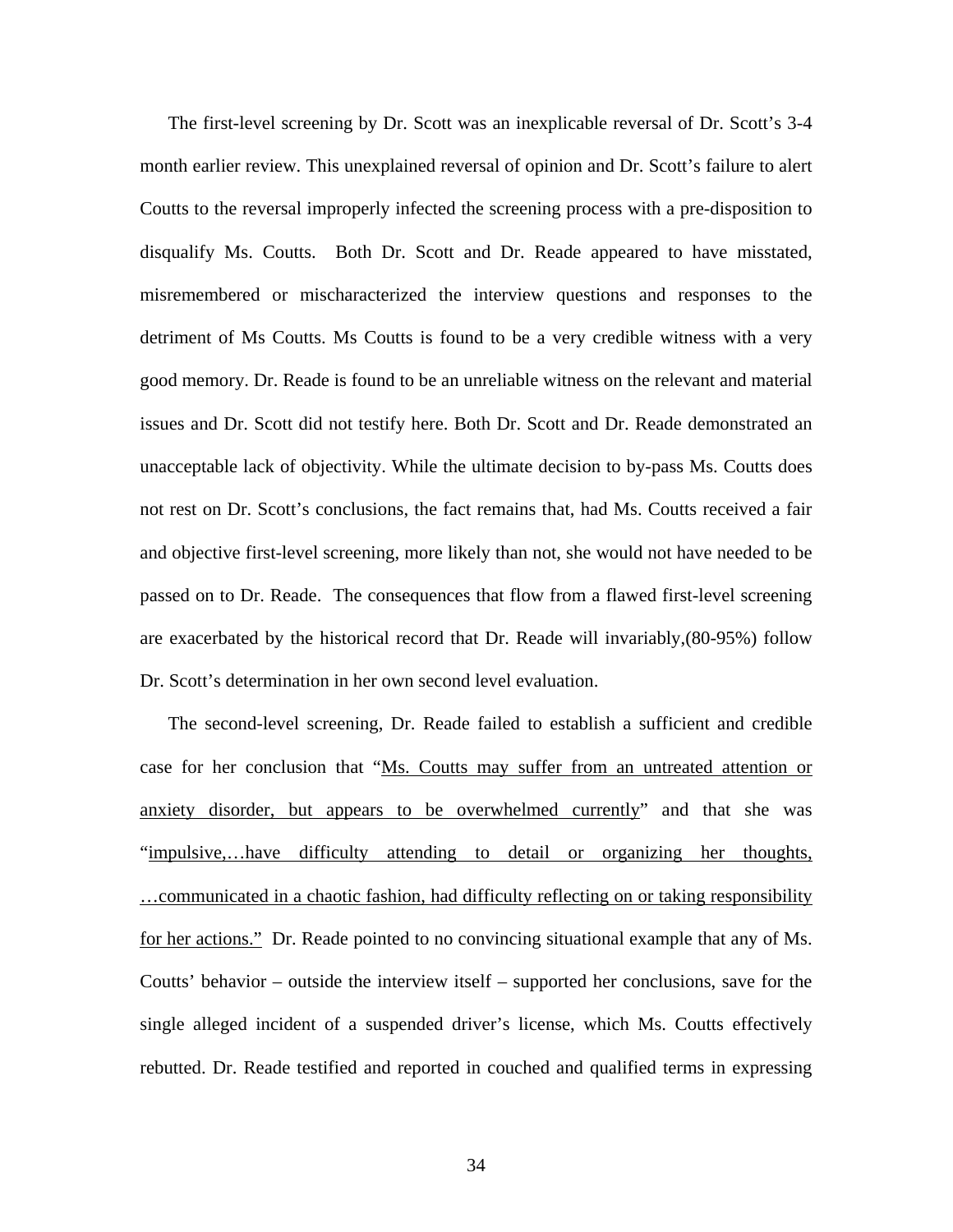The first-level screening by Dr. Scott was an inexplicable reversal of Dr. Scott's 3-4 month earlier review. This unexplained reversal of opinion and Dr. Scott's failure to alert Coutts to the reversal improperly infected the screening process with a pre-disposition to disqualify Ms. Coutts. Both Dr. Scott and Dr. Reade appeared to have misstated, misremembered or mischaracterized the interview questions and responses to the detriment of Ms Coutts. Ms Coutts is found to be a very credible witness with a very good memory. Dr. Reade is found to be an unreliable witness on the relevant and material issues and Dr. Scott did not testify here. Both Dr. Scott and Dr. Reade demonstrated an unacceptable lack of objectivity. While the ultimate decision to by-pass Ms. Coutts does not rest on Dr. Scott's conclusions, the fact remains that, had Ms. Coutts received a fair and objective first-level screening, more likely than not, she would not have needed to be passed on to Dr. Reade. The consequences that flow from a flawed first-level screening are exacerbated by the historical record that Dr. Reade will invariably,(80-95%) follow Dr. Scott's determination in her own second level evaluation.

The second-level screening, Dr. Reade failed to establish a sufficient and credible case for her conclusion that "<u>Ms. Coutts may suffer from an untreated attention or anxiety disorder, but appears to be overwhelmed currently</u>" and that she was "<u>impulsive,…have difficulty attending to detail or organizing her thoughts, …communicated in a chaotic fashion, had difficulty reflecting on or taking responsibility for her actions."</u> Dr. Reade pointed to no convincing situational example that any of Ms. Coutts' behavior – outside the interview itself – supported her conclusions, save for the single alleged incident of a suspended driver's license, which Ms. Coutts effectively rebutted. Dr. Reade testified and reported in couched and qualified terms in expressing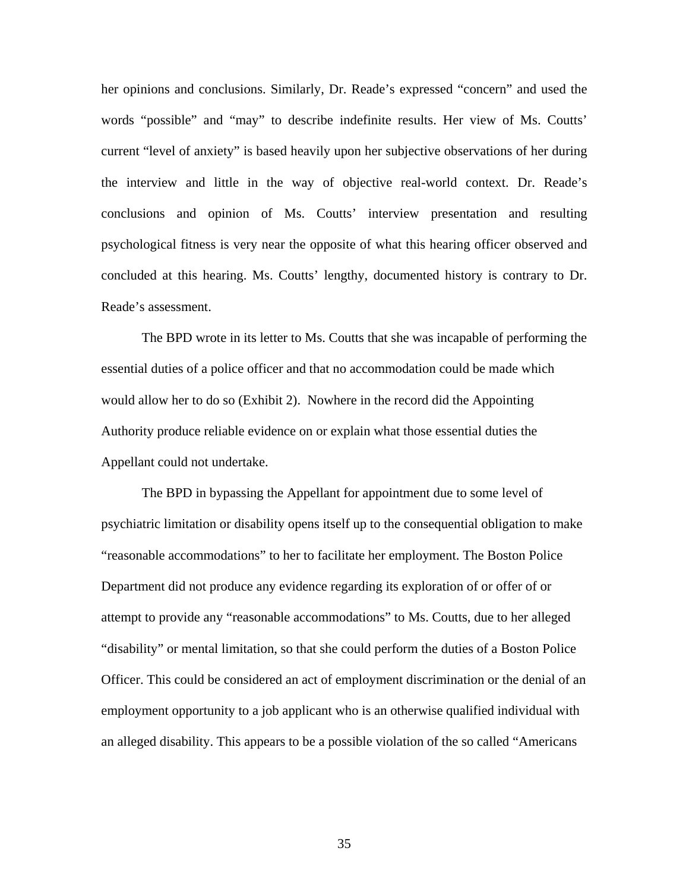her opinions and conclusions. Similarly, Dr. Reade's expressed "concern" and used the words "possible" and "may" to describe indefinite results. Her view of Ms. Coutts' current "level of anxiety" is based heavily upon her subjective observations of her during the interview and little in the way of objective real-world context. Dr. Reade's conclusions and opinion of Ms. Coutts' interview presentation and resulting psychological fitness is very near the opposite of what this hearing officer observed and concluded at this hearing. Ms. Coutts' lengthy, documented history is contrary to Dr. Reade's assessment.

The BPD wrote in its letter to Ms. Coutts that she was incapable of performing the essential duties of a police officer and that no accommodation could be made which would allow her to do so (Exhibit 2). Nowhere in the record did the Appointing Authority produce reliable evidence on or explain what those essential duties the Appellant could not undertake.

The BPD in bypassing the Appellant for appointment due to some level of psychiatric limitation or disability opens itself up to the consequential obligation to make "reasonable accommodations" to her to facilitate her employment. The Boston Police Department did not produce any evidence regarding its exploration of or offer of or attempt to provide any "reasonable accommodations" to Ms. Coutts, due to her alleged "disability" or mental limitation, so that she could perform the duties of a Boston Police Officer. This could be considered an act of employment discrimination or the denial of an employment opportunity to a job applicant who is an otherwise qualified individual with an alleged disability. This appears to be a possible violation of the so called "Americans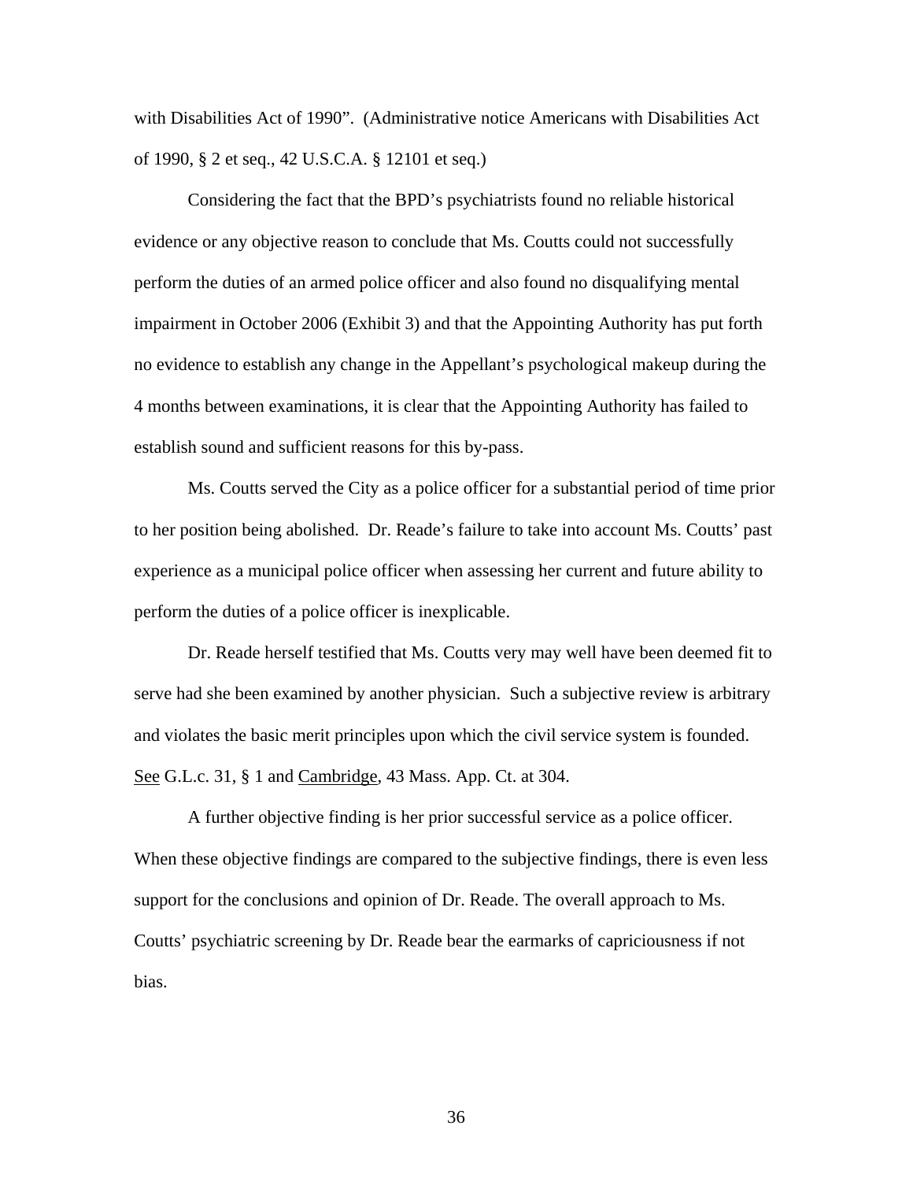with Disabilities Act of 1990". (Administrative notice Americans with Disabilities Act of 1990, § 2 et seq., 42 U.S.C.A. § 12101 et seq.)

Considering the fact that the BPD's psychiatrists found no reliable historical evidence or any objective reason to conclude that Ms. Coutts could not successfully perform the duties of an armed police officer and also found no disqualifying mental impairment in October 2006 (Exhibit 3) and that the Appointing Authority has put forth no evidence to establish any change in the Appellant's psychological makeup during the 4 months between examinations, it is clear that the Appointing Authority has failed to establish sound and sufficient reasons for this by-pass.

Ms. Coutts served the City as a police officer for a substantial period of time prior to her position being abolished. Dr. Reade's failure to take into account Ms. Coutts' past experience as a municipal police officer when assessing her current and future ability to perform the duties of a police officer is inexplicable.

Dr. Reade herself testified that Ms. Coutts very may well have been deemed fit to serve had she been examined by another physician. Such a subjective review is arbitrary and violates the basic merit principles upon which the civil service system is founded. See G.L.c. 31, § 1 and Cambridge, 43 Mass. App. Ct. at 304.

A further objective finding is her prior successful service as a police officer. When these objective findings are compared to the subjective findings, there is even less support for the conclusions and opinion of Dr. Reade. The overall approach to Ms. Coutts' psychiatric screening by Dr. Reade bear the earmarks of capriciousness if not bias.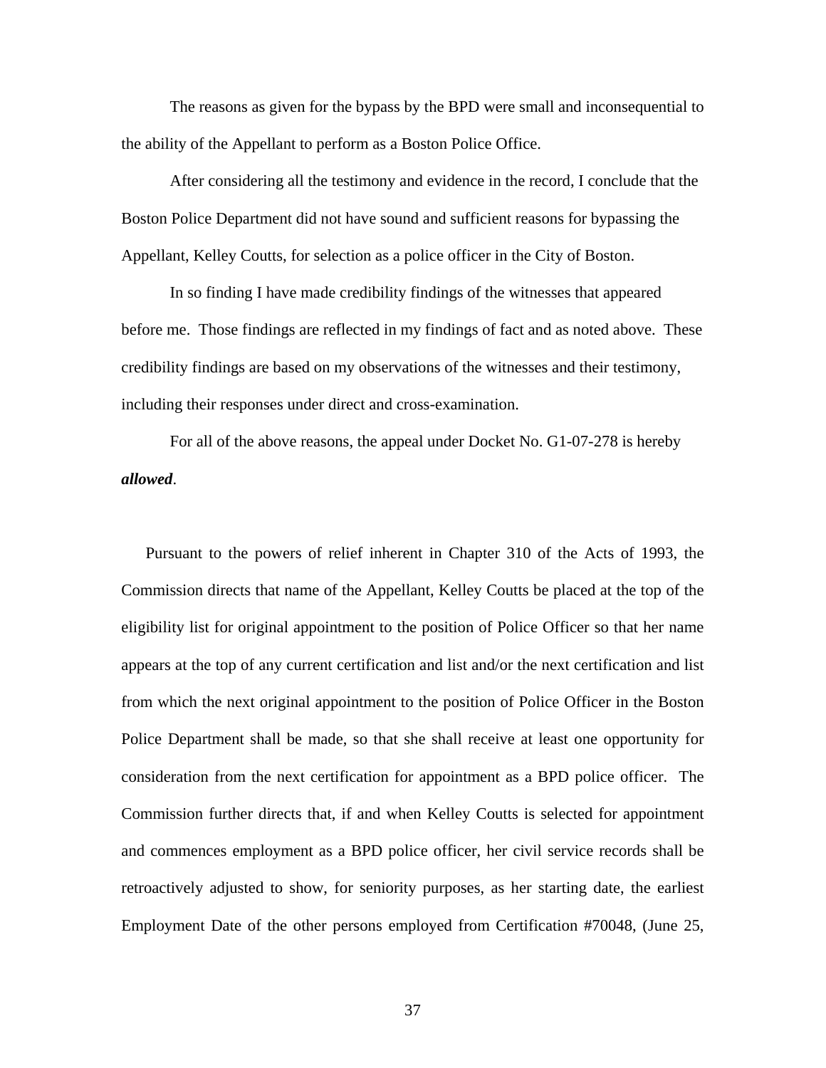The reasons as given for the bypass by the BPD were small and inconsequential to the ability of the Appellant to perform as a Boston Police Office.

After considering all the testimony and evidence in the record, I conclude that the Boston Police Department did not have sound and sufficient reasons for bypassing the Appellant, Kelley Coutts, for selection as a police officer in the City of Boston.

In so finding I have made credibility findings of the witnesses that appeared before me. Those findings are reflected in my findings of fact and as noted above. These credibility findings are based on my observations of the witnesses and their testimony, including their responses under direct and cross-examination.

For all of the above reasons, the appeal under Docket No. G1-07-278 is hereby ***allowed***.

Pursuant to the powers of relief inherent in Chapter 310 of the Acts of 1993, the Commission directs that name of the Appellant, Kelley Coutts be placed at the top of the eligibility list for original appointment to the position of Police Officer so that her name appears at the top of any current certification and list and/or the next certification and list from which the next original appointment to the position of Police Officer in the Boston Police Department shall be made, so that she shall receive at least one opportunity for consideration from the next certification for appointment as a BPD police officer. The Commission further directs that, if and when Kelley Coutts is selected for appointment and commences employment as a BPD police officer, her civil service records shall be retroactively adjusted to show, for seniority purposes, as her starting date, the earliest Employment Date of the other persons employed from Certification #70048, (June 25,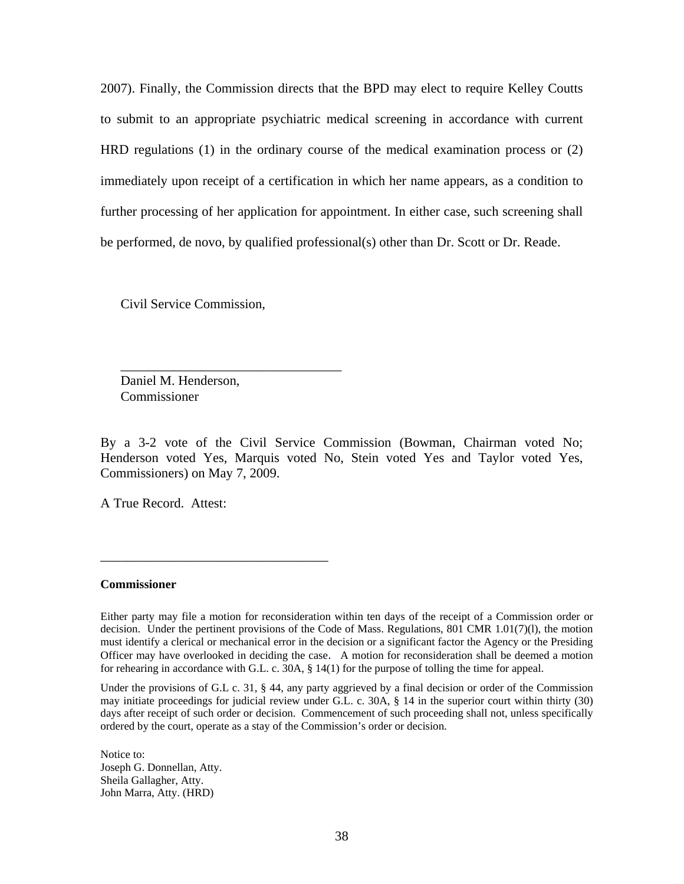2007). Finally, the Commission directs that the BPD may elect to require Kelley Coutts to submit to an appropriate psychiatric medical screening in accordance with current HRD regulations (1) in the ordinary course of the medical examination process or (2) immediately upon receipt of a certification in which her name appears, as a condition to further processing of her application for appointment. In either case, such screening shall be performed, de novo, by qualified professional(s) other than Dr. Scott or Dr. Reade.

Civil Service Commission,

___________________________________
Daniel M. Henderson,
Commissioner

By a 3-2 vote of the Civil Service Commission (Bowman, Chairman voted No; Henderson voted Yes, Marquis voted No, Stein voted Yes and Taylor voted Yes, Commissioners) on May 7, 2009.

A True Record. Attest:

___________________________________

**Commissioner**

Either party may file a motion for reconsideration within ten days of the receipt of a Commission order or decision. Under the pertinent provisions of the Code of Mass. Regulations, 801 CMR 1.01(7)(l), the motion must identify a clerical or mechanical error in the decision or a significant factor the Agency or the Presiding Officer may have overlooked in deciding the case. A motion for reconsideration shall be deemed a motion for rehearing in accordance with G.L. c. 30A, § 14(1) for the purpose of tolling the time for appeal.

Under the provisions of G.L c. 31, § 44, any party aggrieved by a final decision or order of the Commission may initiate proceedings for judicial review under G.L. c. 30A, § 14 in the superior court within thirty (30) days after receipt of such order or decision. Commencement of such proceeding shall not, unless specifically ordered by the court, operate as a stay of the Commission's order or decision.

Notice to:
Joseph G. Donnellan, Atty.
Sheila Gallagher, Atty.
John Marra, Atty. (HRD)